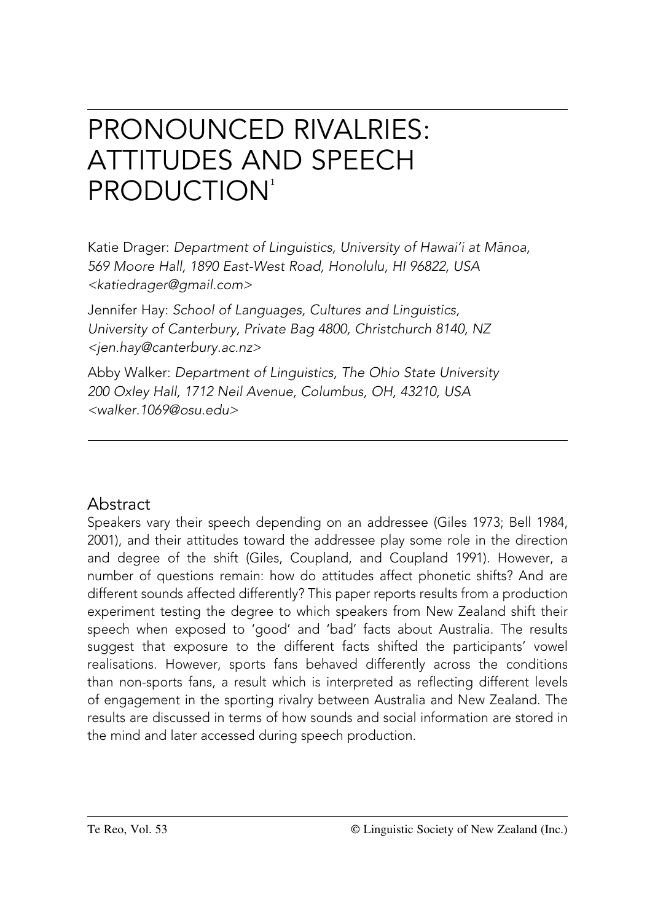# PRONOUNCED RIVALRIES: ATTITUDES AND SPEECH PRODUCTION[1]

Katie Drager: *Department of Linguistics, University of Hawai'i at Mānoa, 569 Moore Hall, 1890 East-West Road, Honolulu, HI 96822, USA* *<katiedrager@gmail.com>*

Jennifer Hay: *School of Languages, Cultures and Linguistics, University of Canterbury, Private Bag 4800, Christchurch 8140, NZ* *<jen.hay@canterbury.ac.nz>*

Abby Walker: *Department of Linguistics, The Ohio State University 200 Oxley Hall, 1712 Neil Avenue, Columbus, OH, 43210, USA* *<walker.1069@osu.edu>*

## Abstract

Speakers vary their speech depending on an addressee (Giles 1973; Bell 1984, 2001), and their attitudes toward the addressee play some role in the direction and degree of the shift (Giles, Coupland, and Coupland 1991). However, a number of questions remain: how do attitudes affect phonetic shifts? And are different sounds affected differently? This paper reports results from a production experiment testing the degree to which speakers from New Zealand shift their speech when exposed to 'good' and 'bad' facts about Australia. The results suggest that exposure to the different facts shifted the participants' vowel realisations. However, sports fans behaved differently across the conditions than non-sports fans, a result which is interpreted as reflecting different levels of engagement in the sporting rivalry between Australia and New Zealand. The results are discussed in terms of how sounds and social information are stored in the mind and later accessed during speech production.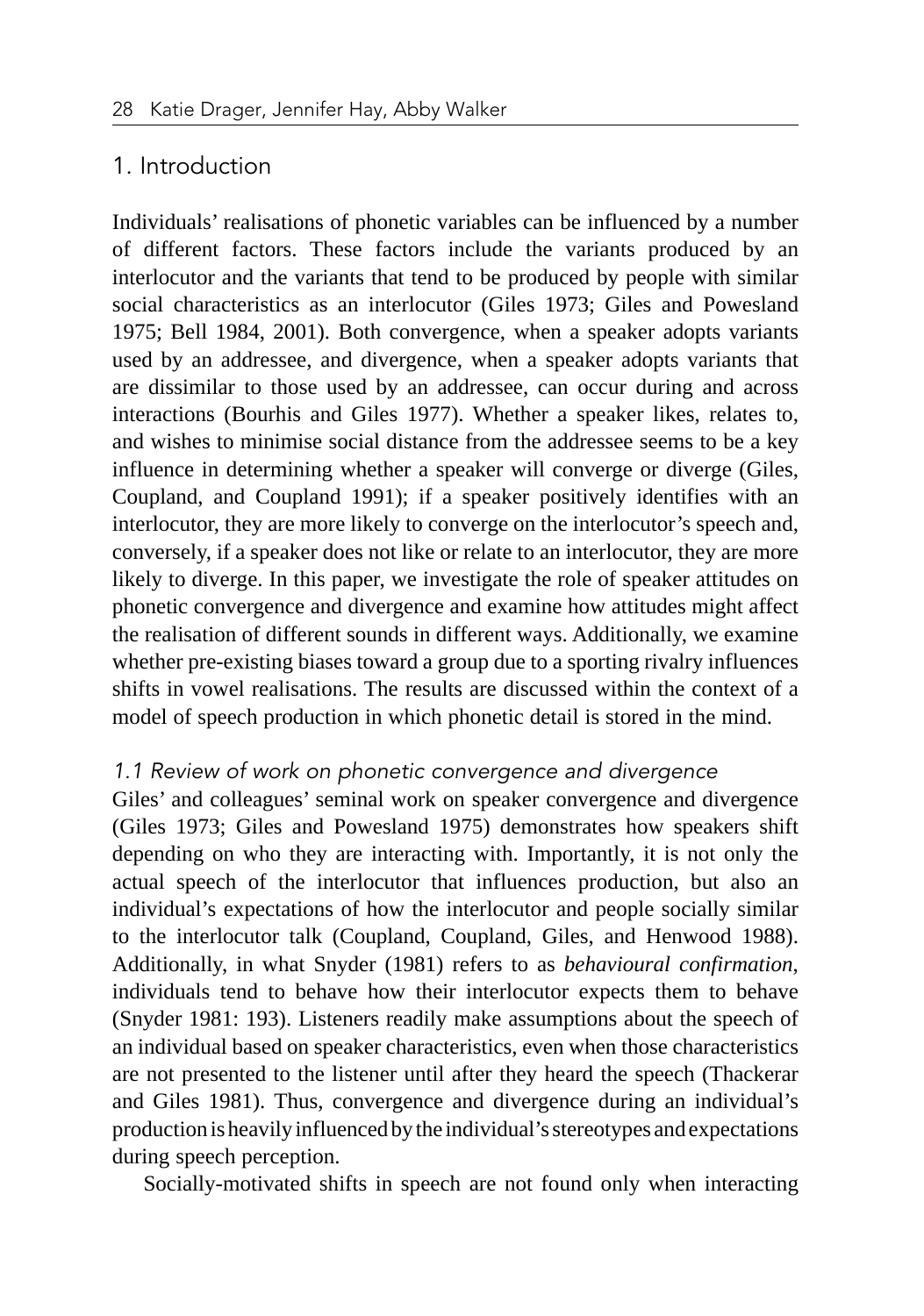## 1. Introduction

Individuals' realisations of phonetic variables can be influenced by a number of different factors. These factors include the variants produced by an interlocutor and the variants that tend to be produced by people with similar social characteristics as an interlocutor (Giles 1973; Giles and Powesland 1975; Bell 1984, 2001). Both convergence, when a speaker adopts variants used by an addressee, and divergence, when a speaker adopts variants that are dissimilar to those used by an addressee, can occur during and across interactions (Bourhis and Giles 1977). Whether a speaker likes, relates to, and wishes to minimise social distance from the addressee seems to be a key influence in determining whether a speaker will converge or diverge (Giles, Coupland, and Coupland 1991); if a speaker positively identifies with an interlocutor, they are more likely to converge on the interlocutor's speech and, conversely, if a speaker does not like or relate to an interlocutor, they are more likely to diverge. In this paper, we investigate the role of speaker attitudes on phonetic convergence and divergence and examine how attitudes might affect the realisation of different sounds in different ways. Additionally, we examine whether pre-existing biases toward a group due to a sporting rivalry influences shifts in vowel realisations. The results are discussed within the context of a model of speech production in which phonetic detail is stored in the mind.

### *1.1 Review of work on phonetic convergence and divergence*

Giles' and colleagues' seminal work on speaker convergence and divergence (Giles 1973; Giles and Powesland 1975) demonstrates how speakers shift depending on who they are interacting with. Importantly, it is not only the actual speech of the interlocutor that influences production, but also an individual's expectations of how the interlocutor and people socially similar to the interlocutor talk (Coupland, Coupland, Giles, and Henwood 1988). Additionally, in what Snyder (1981) refers to as *behavioural confirmation*, individuals tend to behave how their interlocutor expects them to behave (Snyder 1981: 193). Listeners readily make assumptions about the speech of an individual based on speaker characteristics, even when those characteristics are not presented to the listener until after they heard the speech (Thackerar and Giles 1981). Thus, convergence and divergence during an individual's production is heavily influenced by the individual's stereotypes and expectations during speech perception.

Socially-motivated shifts in speech are not found only when interacting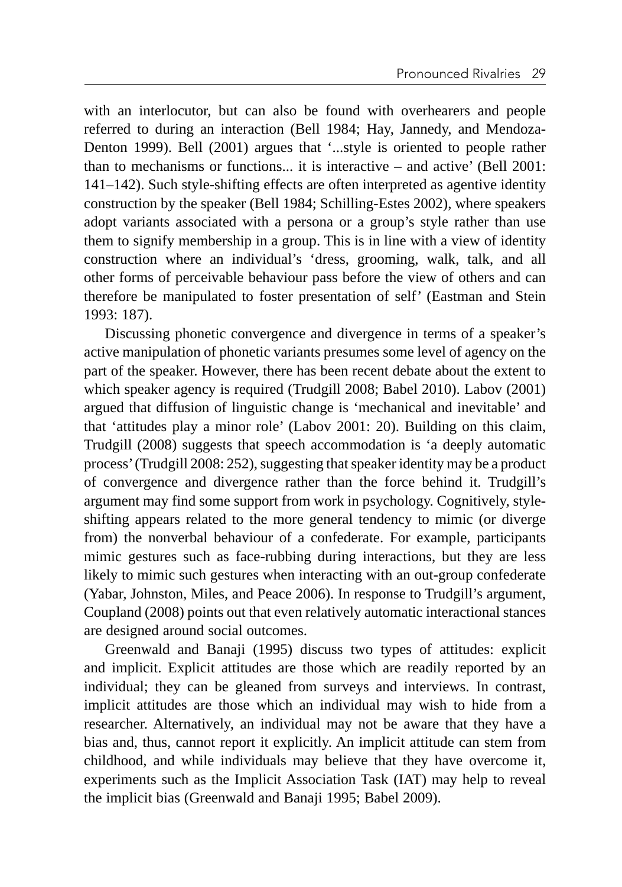with an interlocutor, but can also be found with overhearers and people referred to during an interaction (Bell 1984; Hay, Jannedy, and Mendoza-Denton 1999). Bell (2001) argues that '...style is oriented to people rather than to mechanisms or functions... it is interactive – and active' (Bell 2001: 141–142). Such style-shifting effects are often interpreted as agentive identity construction by the speaker (Bell 1984; Schilling-Estes 2002), where speakers adopt variants associated with a persona or a group's style rather than use them to signify membership in a group. This is in line with a view of identity construction where an individual's 'dress, grooming, walk, talk, and all other forms of perceivable behaviour pass before the view of others and can therefore be manipulated to foster presentation of self' (Eastman and Stein 1993: 187).

Discussing phonetic convergence and divergence in terms of a speaker's active manipulation of phonetic variants presumes some level of agency on the part of the speaker. However, there has been recent debate about the extent to which speaker agency is required (Trudgill 2008; Babel 2010). Labov (2001) argued that diffusion of linguistic change is 'mechanical and inevitable' and that 'attitudes play a minor role' (Labov 2001: 20). Building on this claim, Trudgill (2008) suggests that speech accommodation is 'a deeply automatic process' (Trudgill 2008: 252), suggesting that speaker identity may be a product of convergence and divergence rather than the force behind it. Trudgill's argument may find some support from work in psychology. Cognitively, style-shifting appears related to the more general tendency to mimic (or diverge from) the nonverbal behaviour of a confederate. For example, participants mimic gestures such as face-rubbing during interactions, but they are less likely to mimic such gestures when interacting with an out-group confederate (Yabar, Johnston, Miles, and Peace 2006). In response to Trudgill's argument, Coupland (2008) points out that even relatively automatic interactional stances are designed around social outcomes.

Greenwald and Banaji (1995) discuss two types of attitudes: explicit and implicit. Explicit attitudes are those which are readily reported by an individual; they can be gleaned from surveys and interviews. In contrast, implicit attitudes are those which an individual may wish to hide from a researcher. Alternatively, an individual may not be aware that they have a bias and, thus, cannot report it explicitly. An implicit attitude can stem from childhood, and while individuals may believe that they have overcome it, experiments such as the Implicit Association Task (IAT) may help to reveal the implicit bias (Greenwald and Banaji 1995; Babel 2009).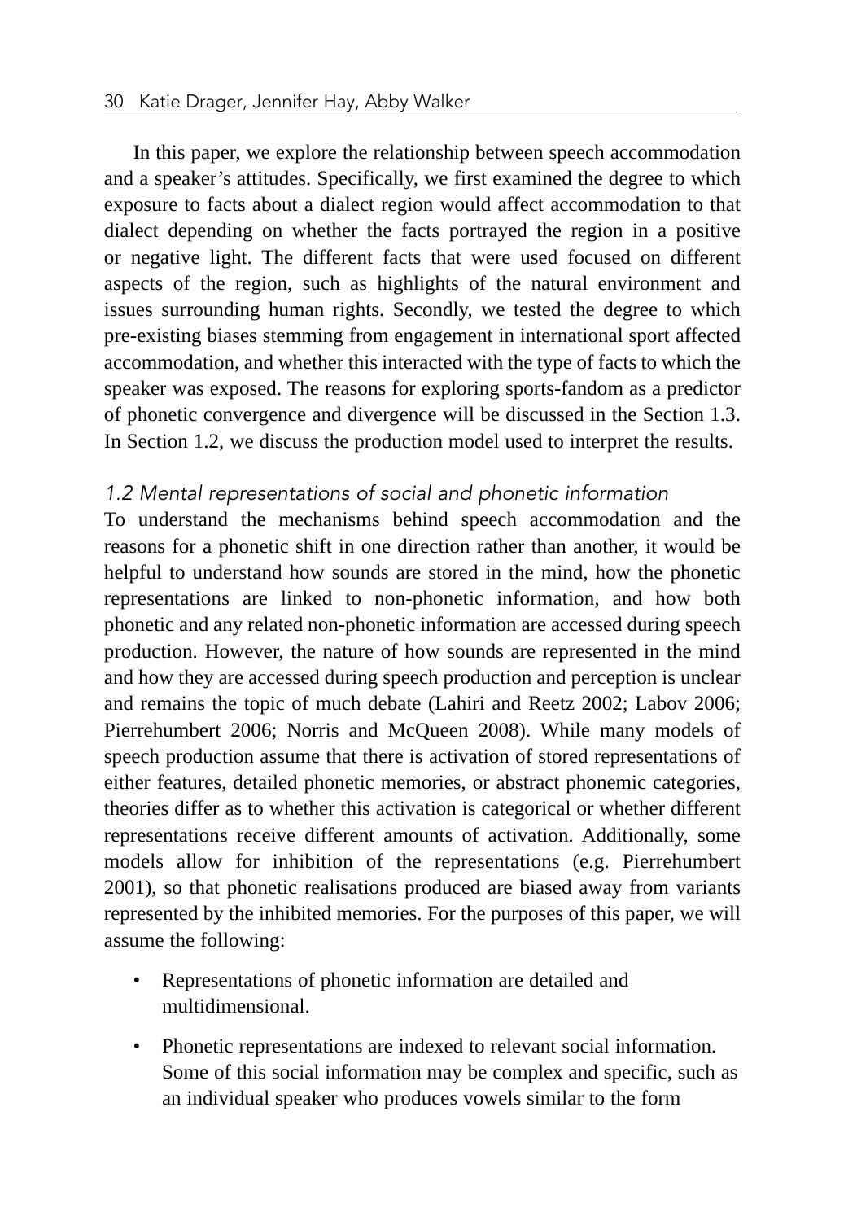In this paper, we explore the relationship between speech accommodation and a speaker's attitudes. Specifically, we first examined the degree to which exposure to facts about a dialect region would affect accommodation to that dialect depending on whether the facts portrayed the region in a positive or negative light. The different facts that were used focused on different aspects of the region, such as highlights of the natural environment and issues surrounding human rights. Secondly, we tested the degree to which pre-existing biases stemming from engagement in international sport affected accommodation, and whether this interacted with the type of facts to which the speaker was exposed. The reasons for exploring sports-fandom as a predictor of phonetic convergence and divergence will be discussed in the Section 1.3. In Section 1.2, we discuss the production model used to interpret the results.

### *1.2 Mental representations of social and phonetic information*

To understand the mechanisms behind speech accommodation and the reasons for a phonetic shift in one direction rather than another, it would be helpful to understand how sounds are stored in the mind, how the phonetic representations are linked to non-phonetic information, and how both phonetic and any related non-phonetic information are accessed during speech production. However, the nature of how sounds are represented in the mind and how they are accessed during speech production and perception is unclear and remains the topic of much debate (Lahiri and Reetz 2002; Labov 2006; Pierrehumbert 2006; Norris and McQueen 2008). While many models of speech production assume that there is activation of stored representations of either features, detailed phonetic memories, or abstract phonemic categories, theories differ as to whether this activation is categorical or whether different representations receive different amounts of activation. Additionally, some models allow for inhibition of the representations (e.g. Pierrehumbert 2001), so that phonetic realisations produced are biased away from variants represented by the inhibited memories. For the purposes of this paper, we will assume the following:

- Representations of phonetic information are detailed and multidimensional.
- Phonetic representations are indexed to relevant social information. Some of this social information may be complex and specific, such as an individual speaker who produces vowels similar to the form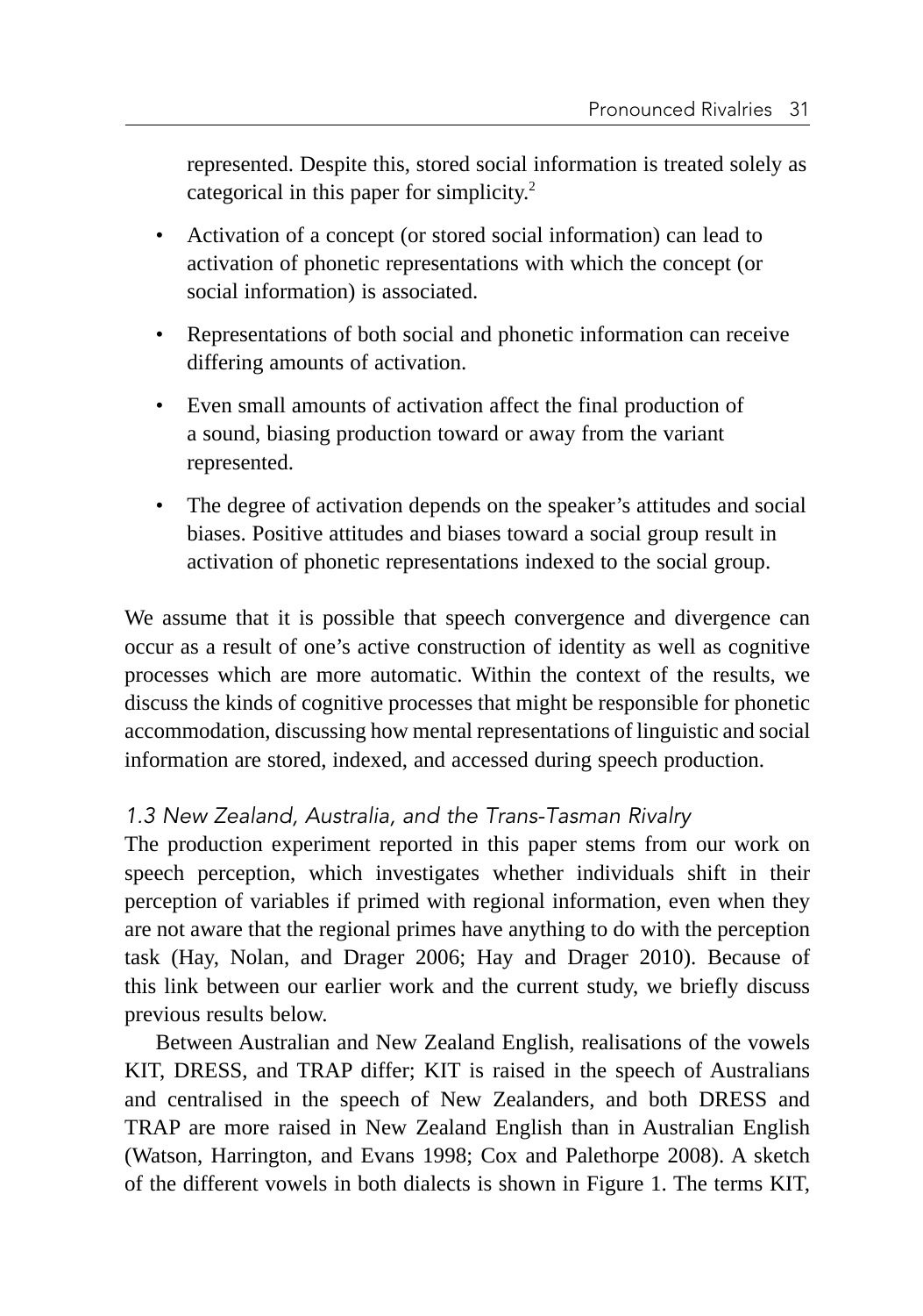represented. Despite this, stored social information is treated solely as categorical in this paper for simplicity.[2]

- Activation of a concept (or stored social information) can lead to activation of phonetic representations with which the concept (or social information) is associated.
- Representations of both social and phonetic information can receive differing amounts of activation.
- Even small amounts of activation affect the final production of a sound, biasing production toward or away from the variant represented.
- The degree of activation depends on the speaker's attitudes and social biases. Positive attitudes and biases toward a social group result in activation of phonetic representations indexed to the social group.

We assume that it is possible that speech convergence and divergence can occur as a result of one's active construction of identity as well as cognitive processes which are more automatic. Within the context of the results, we discuss the kinds of cognitive processes that might be responsible for phonetic accommodation, discussing how mental representations of linguistic and social information are stored, indexed, and accessed during speech production.

### *1.3 New Zealand, Australia, and the Trans-Tasman Rivalry*

The production experiment reported in this paper stems from our work on speech perception, which investigates whether individuals shift in their perception of variables if primed with regional information, even when they are not aware that the regional primes have anything to do with the perception task (Hay, Nolan, and Drager 2006; Hay and Drager 2010). Because of this link between our earlier work and the current study, we briefly discuss previous results below.

Between Australian and New Zealand English, realisations of the vowels KIT, DRESS, and TRAP differ; KIT is raised in the speech of Australians and centralised in the speech of New Zealanders, and both DRESS and TRAP are more raised in New Zealand English than in Australian English (Watson, Harrington, and Evans 1998; Cox and Palethorpe 2008). A sketch of the different vowels in both dialects is shown in Figure 1. The terms KIT,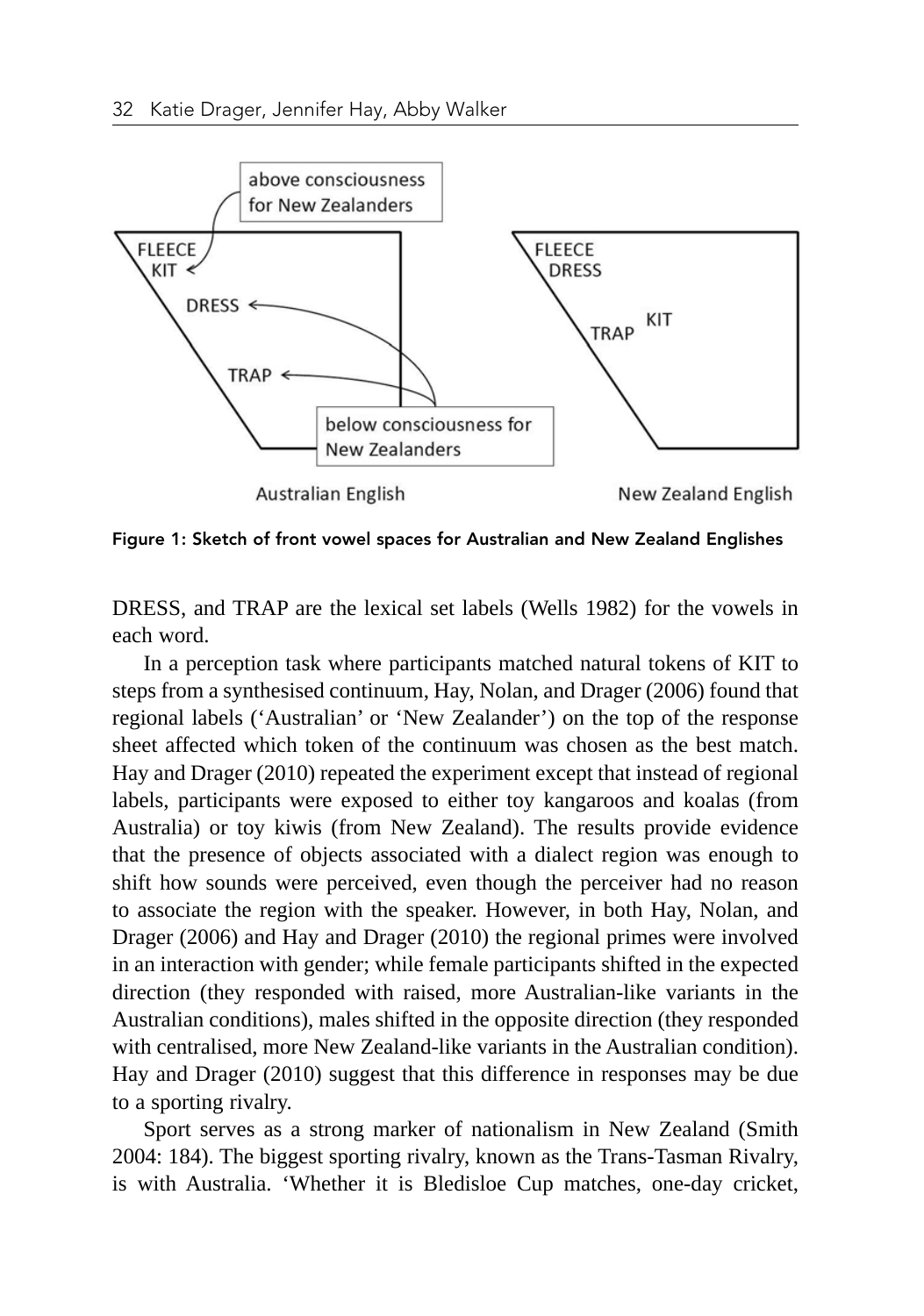Figure 1: Sketch of front vowel spaces for Australian and New Zealand Englishes

DRESS, and TRAP are the lexical set labels (Wells 1982) for the vowels in each word.

In a perception task where participants matched natural tokens of KIT to steps from a synthesised continuum, Hay, Nolan, and Drager (2006) found that regional labels ('Australian' or 'New Zealander') on the top of the response sheet affected which token of the continuum was chosen as the best match. Hay and Drager (2010) repeated the experiment except that instead of regional labels, participants were exposed to either toy kangaroos and koalas (from Australia) or toy kiwis (from New Zealand). The results provide evidence that the presence of objects associated with a dialect region was enough to shift how sounds were perceived, even though the perceiver had no reason to associate the region with the speaker. However, in both Hay, Nolan, and Drager (2006) and Hay and Drager (2010) the regional primes were involved in an interaction with gender; while female participants shifted in the expected direction (they responded with raised, more Australian-like variants in the Australian conditions), males shifted in the opposite direction (they responded with centralised, more New Zealand-like variants in the Australian condition). Hay and Drager (2010) suggest that this difference in responses may be due to a sporting rivalry.

Sport serves as a strong marker of nationalism in New Zealand (Smith 2004: 184). The biggest sporting rivalry, known as the Trans-Tasman Rivalry, is with Australia. 'Whether it is Bledisloe Cup matches, one-day cricket,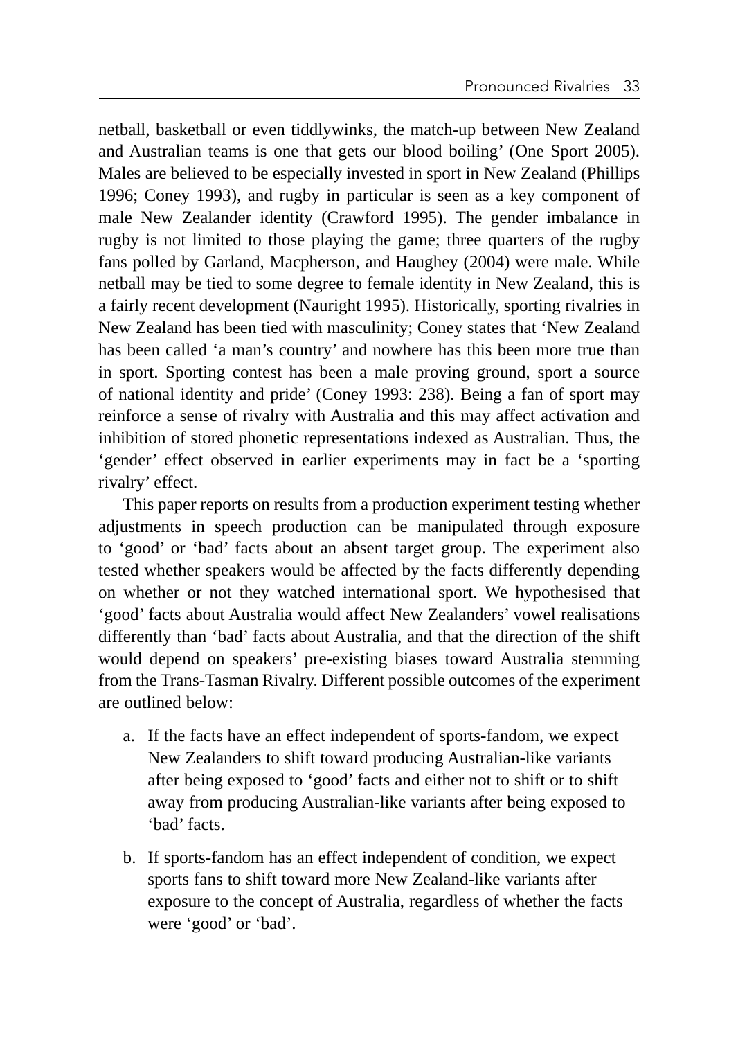netball, basketball or even tiddlywinks, the match-up between New Zealand and Australian teams is one that gets our blood boiling' (One Sport 2005). Males are believed to be especially invested in sport in New Zealand (Phillips 1996; Coney 1993), and rugby in particular is seen as a key component of male New Zealander identity (Crawford 1995). The gender imbalance in rugby is not limited to those playing the game; three quarters of the rugby fans polled by Garland, Macpherson, and Haughey (2004) were male. While netball may be tied to some degree to female identity in New Zealand, this is a fairly recent development (Nauright 1995). Historically, sporting rivalries in New Zealand has been tied with masculinity; Coney states that 'New Zealand has been called 'a man's country' and nowhere has this been more true than in sport. Sporting contest has been a male proving ground, sport a source of national identity and pride' (Coney 1993: 238). Being a fan of sport may reinforce a sense of rivalry with Australia and this may affect activation and inhibition of stored phonetic representations indexed as Australian. Thus, the 'gender' effect observed in earlier experiments may in fact be a 'sporting rivalry' effect.

This paper reports on results from a production experiment testing whether adjustments in speech production can be manipulated through exposure to 'good' or 'bad' facts about an absent target group. The experiment also tested whether speakers would be affected by the facts differently depending on whether or not they watched international sport. We hypothesised that 'good' facts about Australia would affect New Zealanders' vowel realisations differently than 'bad' facts about Australia, and that the direction of the shift would depend on speakers' pre-existing biases toward Australia stemming from the Trans-Tasman Rivalry. Different possible outcomes of the experiment are outlined below:

a. If the facts have an effect independent of sports-fandom, we expect New Zealanders to shift toward producing Australian-like variants after being exposed to 'good' facts and either not to shift or to shift away from producing Australian-like variants after being exposed to 'bad' facts.

b. If sports-fandom has an effect independent of condition, we expect sports fans to shift toward more New Zealand-like variants after exposure to the concept of Australia, regardless of whether the facts were 'good' or 'bad'.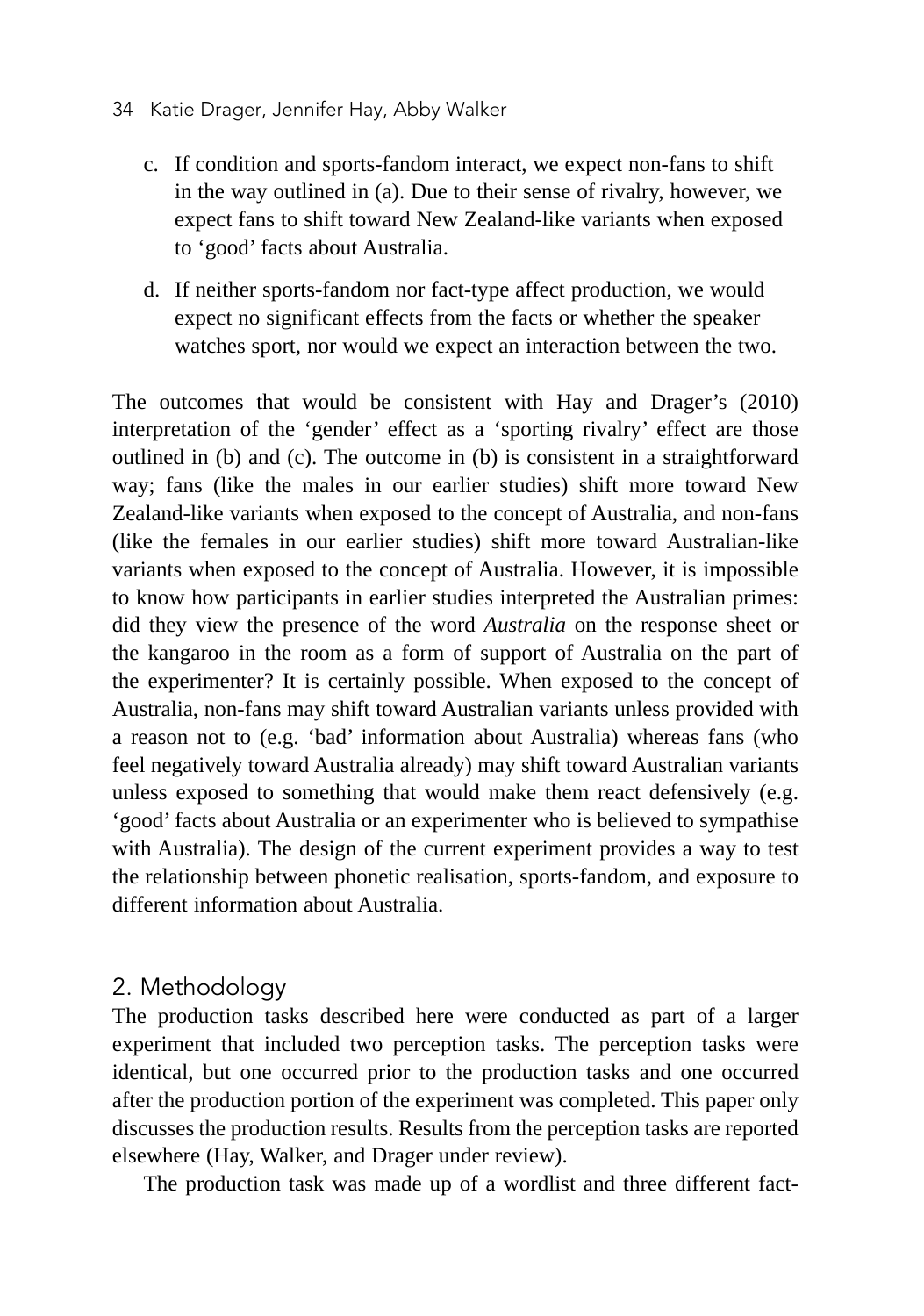c. If condition and sports-fandom interact, we expect non-fans to shift in the way outlined in (a). Due to their sense of rivalry, however, we expect fans to shift toward New Zealand-like variants when exposed to 'good' facts about Australia.

d. If neither sports-fandom nor fact-type affect production, we would expect no significant effects from the facts or whether the speaker watches sport, nor would we expect an interaction between the two.

The outcomes that would be consistent with Hay and Drager's (2010) interpretation of the 'gender' effect as a 'sporting rivalry' effect are those outlined in (b) and (c). The outcome in (b) is consistent in a straightforward way; fans (like the males in our earlier studies) shift more toward New Zealand-like variants when exposed to the concept of Australia, and non-fans (like the females in our earlier studies) shift more toward Australian-like variants when exposed to the concept of Australia. However, it is impossible to know how participants in earlier studies interpreted the Australian primes: did they view the presence of the word *Australia* on the response sheet or the kangaroo in the room as a form of support of Australia on the part of the experimenter? It is certainly possible. When exposed to the concept of Australia, non-fans may shift toward Australian variants unless provided with a reason not to (e.g. 'bad' information about Australia) whereas fans (who feel negatively toward Australia already) may shift toward Australian variants unless exposed to something that would make them react defensively (e.g. 'good' facts about Australia or an experimenter who is believed to sympathise with Australia). The design of the current experiment provides a way to test the relationship between phonetic realisation, sports-fandom, and exposure to different information about Australia.

## 2. Methodology

The production tasks described here were conducted as part of a larger experiment that included two perception tasks. The perception tasks were identical, but one occurred prior to the production tasks and one occurred after the production portion of the experiment was completed. This paper only discusses the production results. Results from the perception tasks are reported elsewhere (Hay, Walker, and Drager under review).

The production task was made up of a wordlist and three different fact-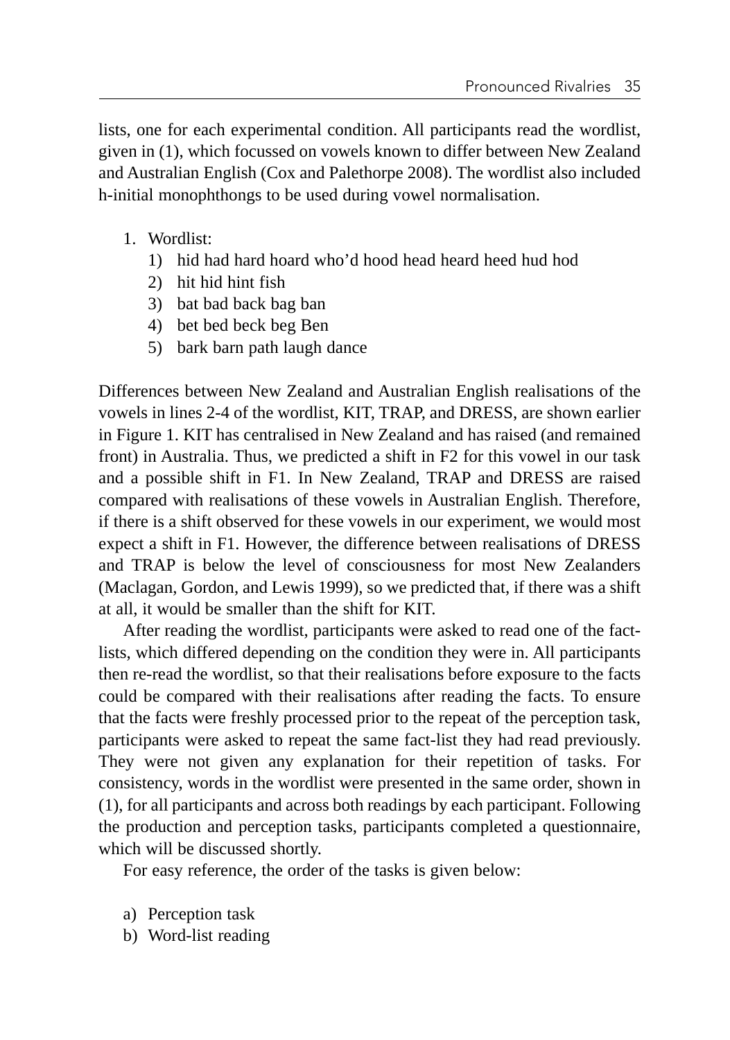lists, one for each experimental condition. All participants read the wordlist, given in (1), which focussed on vowels known to differ between New Zealand and Australian English (Cox and Palethorpe 2008). The wordlist also included h-initial monophthongs to be used during vowel normalisation.

1. Wordlist:
   1) hid had hard hoard who'd hood head heard heed hud hod
   2) hit hid hint fish
   3) bat bad back bag ban
   4) bet bed beck beg Ben
   5) bark barn path laugh dance

Differences between New Zealand and Australian English realisations of the vowels in lines 2-4 of the wordlist, KIT, TRAP, and DRESS, are shown earlier in Figure 1. KIT has centralised in New Zealand and has raised (and remained front) in Australia. Thus, we predicted a shift in F2 for this vowel in our task and a possible shift in F1. In New Zealand, TRAP and DRESS are raised compared with realisations of these vowels in Australian English. Therefore, if there is a shift observed for these vowels in our experiment, we would most expect a shift in F1. However, the difference between realisations of DRESS and TRAP is below the level of consciousness for most New Zealanders (Maclagan, Gordon, and Lewis 1999), so we predicted that, if there was a shift at all, it would be smaller than the shift for KIT.

After reading the wordlist, participants were asked to read one of the fact-lists, which differed depending on the condition they were in. All participants then re-read the wordlist, so that their realisations before exposure to the facts could be compared with their realisations after reading the facts. To ensure that the facts were freshly processed prior to the repeat of the perception task, participants were asked to repeat the same fact-list they had read previously. They were not given any explanation for their repetition of tasks. For consistency, words in the wordlist were presented in the same order, shown in (1), for all participants and across both readings by each participant. Following the production and perception tasks, participants completed a questionnaire, which will be discussed shortly.

For easy reference, the order of the tasks is given below:

a) Perception task
b) Word-list reading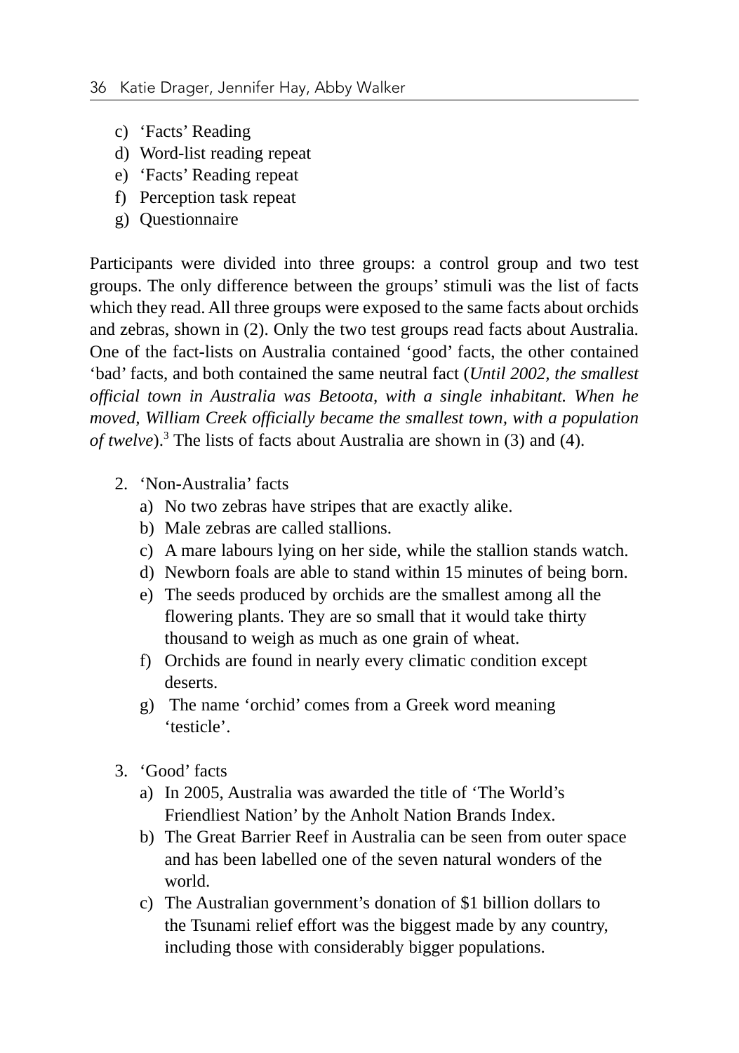c) ‘Facts’ Reading
d) Word-list reading repeat
e) ‘Facts’ Reading repeat
f) Perception task repeat
g) Questionnaire

Participants were divided into three groups: a control group and two test groups. The only difference between the groups’ stimuli was the list of facts which they read. All three groups were exposed to the same facts about orchids and zebras, shown in (2). Only the two test groups read facts about Australia. One of the fact-lists on Australia contained ‘good’ facts, the other contained ‘bad’ facts, and both contained the same neutral fact (*Until 2002, the smallest official town in Australia was Betoota, with a single inhabitant. When he moved, William Creek officially became the smallest town, with a population of twelve*).[3] The lists of facts about Australia are shown in (3) and (4).

2. ‘Non-Australia’ facts
   a) No two zebras have stripes that are exactly alike.
   b) Male zebras are called stallions.
   c) A mare labours lying on her side, while the stallion stands watch.
   d) Newborn foals are able to stand within 15 minutes of being born.
   e) The seeds produced by orchids are the smallest among all the flowering plants. They are so small that it would take thirty thousand to weigh as much as one grain of wheat.
   f) Orchids are found in nearly every climatic condition except deserts.
   g) The name ‘orchid’ comes from a Greek word meaning ‘testicle’.

3. ‘Good’ facts
   a) In 2005, Australia was awarded the title of ‘The World’s Friendliest Nation’ by the Anholt Nation Brands Index.
   b) The Great Barrier Reef in Australia can be seen from outer space and has been labelled one of the seven natural wonders of the world.
   c) The Australian government’s donation of $1 billion dollars to the Tsunami relief effort was the biggest made by any country, including those with considerably bigger populations.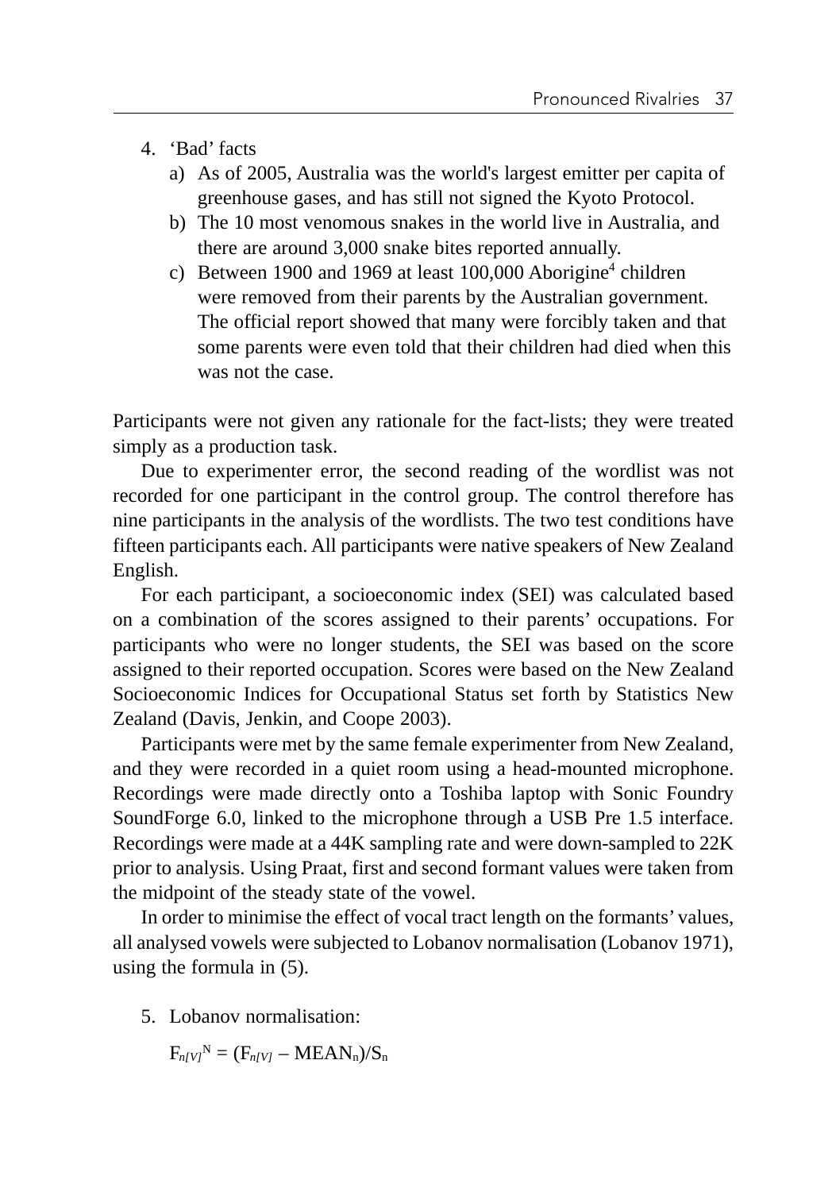4. 'Bad' facts
   a) As of 2005, Australia was the world's largest emitter per capita of greenhouse gases, and has still not signed the Kyoto Protocol.
   b) The 10 most venomous snakes in the world live in Australia, and there are around 3,000 snake bites reported annually.
   c) Between 1900 and 1969 at least 100,000 Aborigine[4] children were removed from their parents by the Australian government. The official report showed that many were forcibly taken and that some parents were even told that their children had died when this was not the case.

Participants were not given any rationale for the fact-lists; they were treated simply as a production task.

Due to experimenter error, the second reading of the wordlist was not recorded for one participant in the control group. The control therefore has nine participants in the analysis of the wordlists. The two test conditions have fifteen participants each. All participants were native speakers of New Zealand English.

For each participant, a socioeconomic index (SEI) was calculated based on a combination of the scores assigned to their parents' occupations. For participants who were no longer students, the SEI was based on the score assigned to their reported occupation. Scores were based on the New Zealand Socioeconomic Indices for Occupational Status set forth by Statistics New Zealand (Davis, Jenkin, and Coope 2003).

Participants were met by the same female experimenter from New Zealand, and they were recorded in a quiet room using a head-mounted microphone. Recordings were made directly onto a Toshiba laptop with Sonic Foundry SoundForge 6.0, linked to the microphone through a USB Pre 1.5 interface. Recordings were made at a 44K sampling rate and were down-sampled to 22K prior to analysis. Using Praat, first and second formant values were taken from the midpoint of the steady state of the vowel.

In order to minimise the effect of vocal tract length on the formants' values, all analysed vowels were subjected to Lobanov normalisation (Lobanov 1971), using the formula in (5).

5. Lobanov normalisation:

   $F_{n[V]}^{N} = (F_{n[V]} - MEAN_n)/S_n$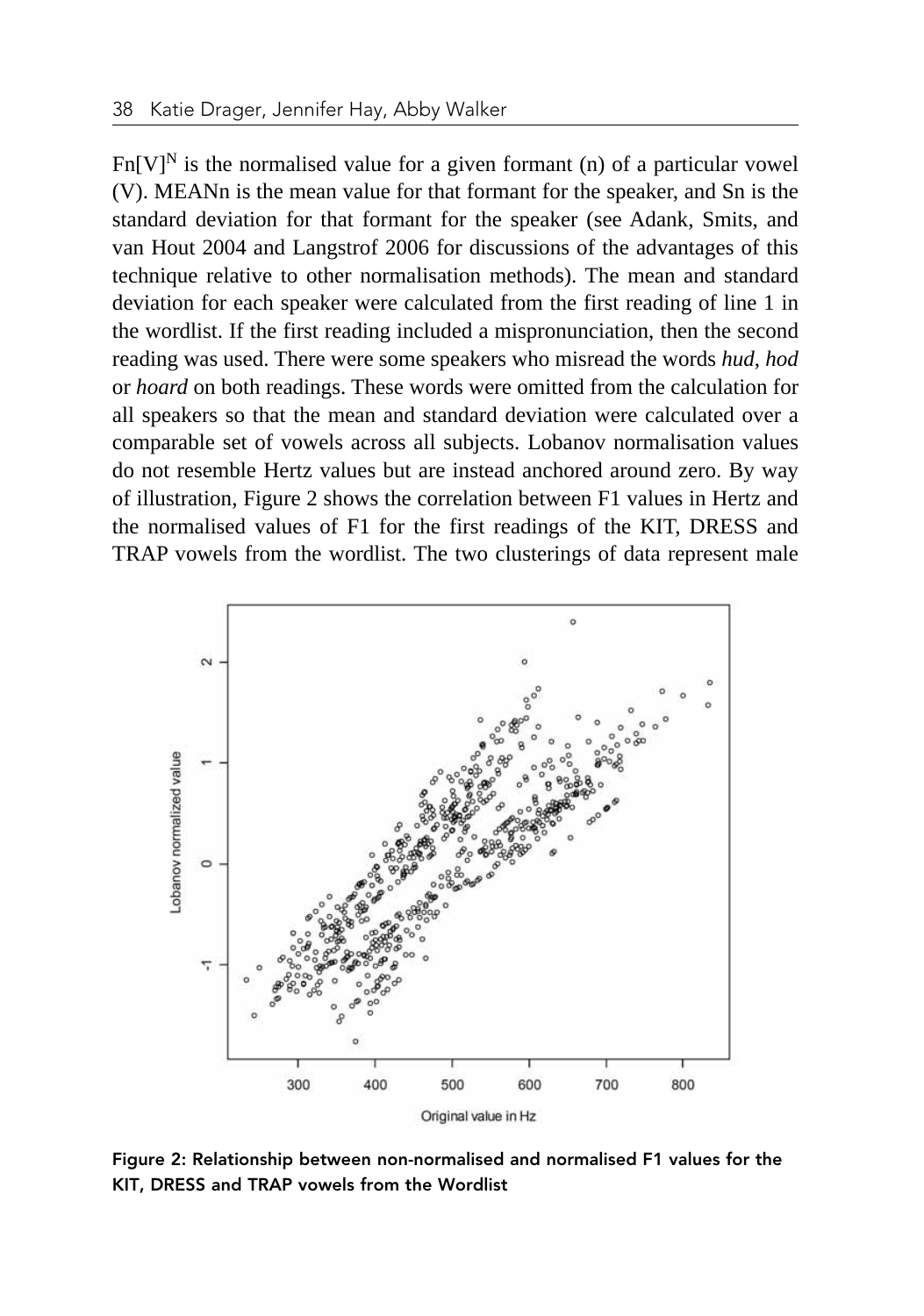$Fn[V]^N$ is the normalised value for a given formant (n) of a particular vowel (V). MEANn is the mean value for that formant for the speaker, and Sn is the standard deviation for that formant for the speaker (see Adank, Smits, and van Hout 2004 and Langstrof 2006 for discussions of the advantages of this technique relative to other normalisation methods). The mean and standard deviation for each speaker were calculated from the first reading of line 1 in the wordlist. If the first reading included a mispronunciation, then the second reading was used. There were some speakers who misread the words *hud*, *hod* or *hoard* on both readings. These words were omitted from the calculation for all speakers so that the mean and standard deviation were calculated over a comparable set of vowels across all subjects. Lobanov normalisation values do not resemble Hertz values but are instead anchored around zero. By way of illustration, Figure 2 shows the correlation between F1 values in Hertz and the normalised values of F1 for the first readings of the KIT, DRESS and TRAP vowels from the wordlist. The two clusterings of data represent male

**Figure 2: Relationship between non-normalised and normalised F1 values for the KIT, DRESS and TRAP vowels from the Wordlist**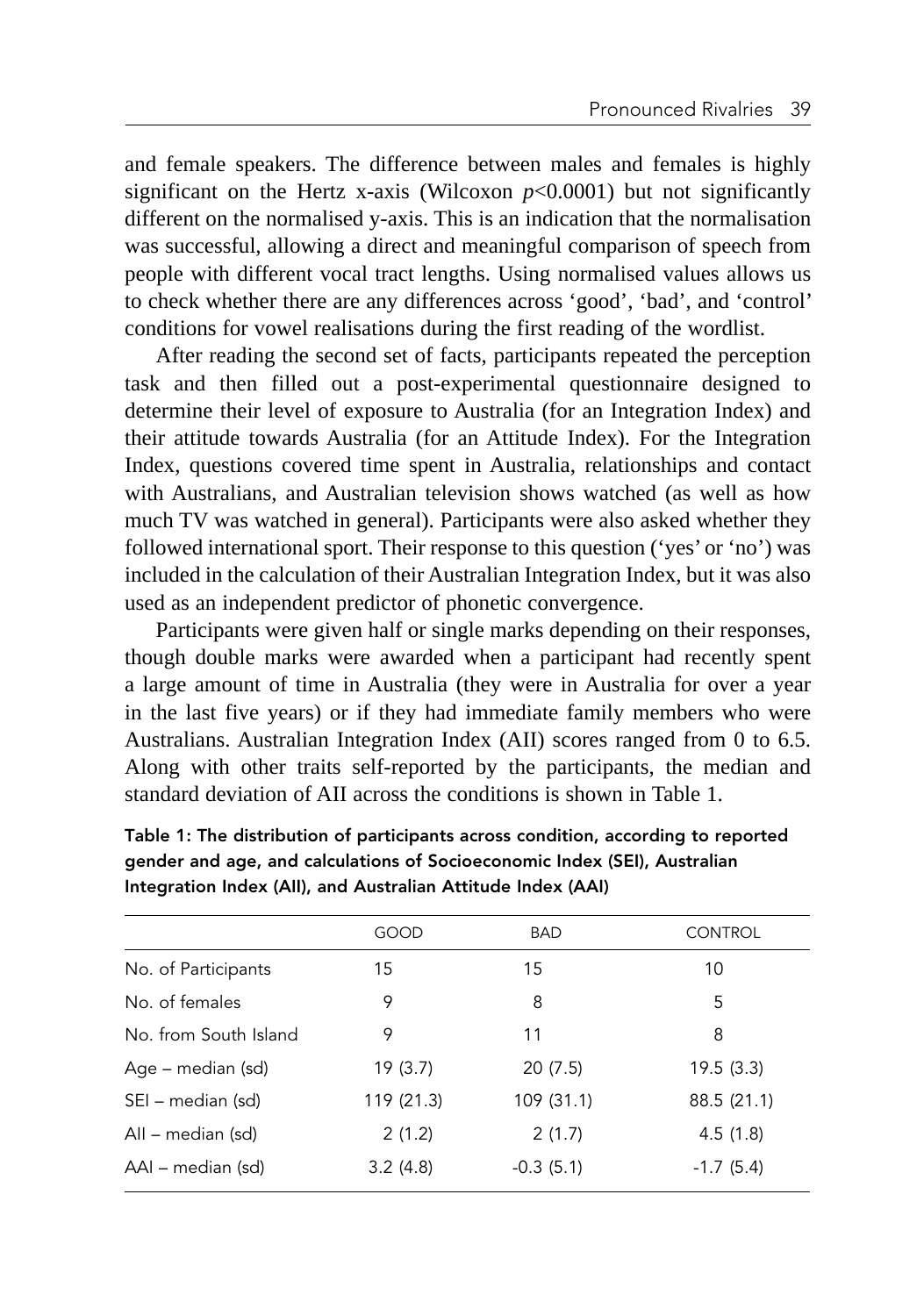and female speakers. The difference between males and females is highly significant on the Hertz x-axis (Wilcoxon $p<0.0001$) but not significantly different on the normalised y-axis. This is an indication that the normalisation was successful, allowing a direct and meaningful comparison of speech from people with different vocal tract lengths. Using normalised values allows us to check whether there are any differences across 'good', 'bad', and 'control' conditions for vowel realisations during the first reading of the wordlist.

After reading the second set of facts, participants repeated the perception task and then filled out a post-experimental questionnaire designed to determine their level of exposure to Australia (for an Integration Index) and their attitude towards Australia (for an Attitude Index). For the Integration Index, questions covered time spent in Australia, relationships and contact with Australians, and Australian television shows watched (as well as how much TV was watched in general). Participants were also asked whether they followed international sport. Their response to this question ('yes' or 'no') was included in the calculation of their Australian Integration Index, but it was also used as an independent predictor of phonetic convergence.

Participants were given half or single marks depending on their responses, though double marks were awarded when a participant had recently spent a large amount of time in Australia (they were in Australia for over a year in the last five years) or if they had immediate family members who were Australians. Australian Integration Index (AII) scores ranged from 0 to 6.5. Along with other traits self-reported by the participants, the median and standard deviation of AII across the conditions is shown in Table 1.

**Table 1: The distribution of participants across condition, according to reported gender and age, and calculations of Socioeconomic Index (SEI), Australian Integration Index (AII), and Australian Attitude Index (AAI)**

| | GOOD | BAD | CONTROL |
|---|---|---|---|
| No. of Participants | 15 | 15 | 10 |
| No. of females | 9 | 8 | 5 |
| No. from South Island | 9 | 11 | 8 |
| Age – median (sd) | 19 (3.7) | 20 (7.5) | 19.5 (3.3) |
| SEI – median (sd) | 119 (21.3) | 109 (31.1) | 88.5 (21.1) |
| AII – median (sd) | 2 (1.2) | 2 (1.7) | 4.5 (1.8) |
| AAI – median (sd) | 3.2 (4.8) | -0.3 (5.1) | -1.7 (5.4) |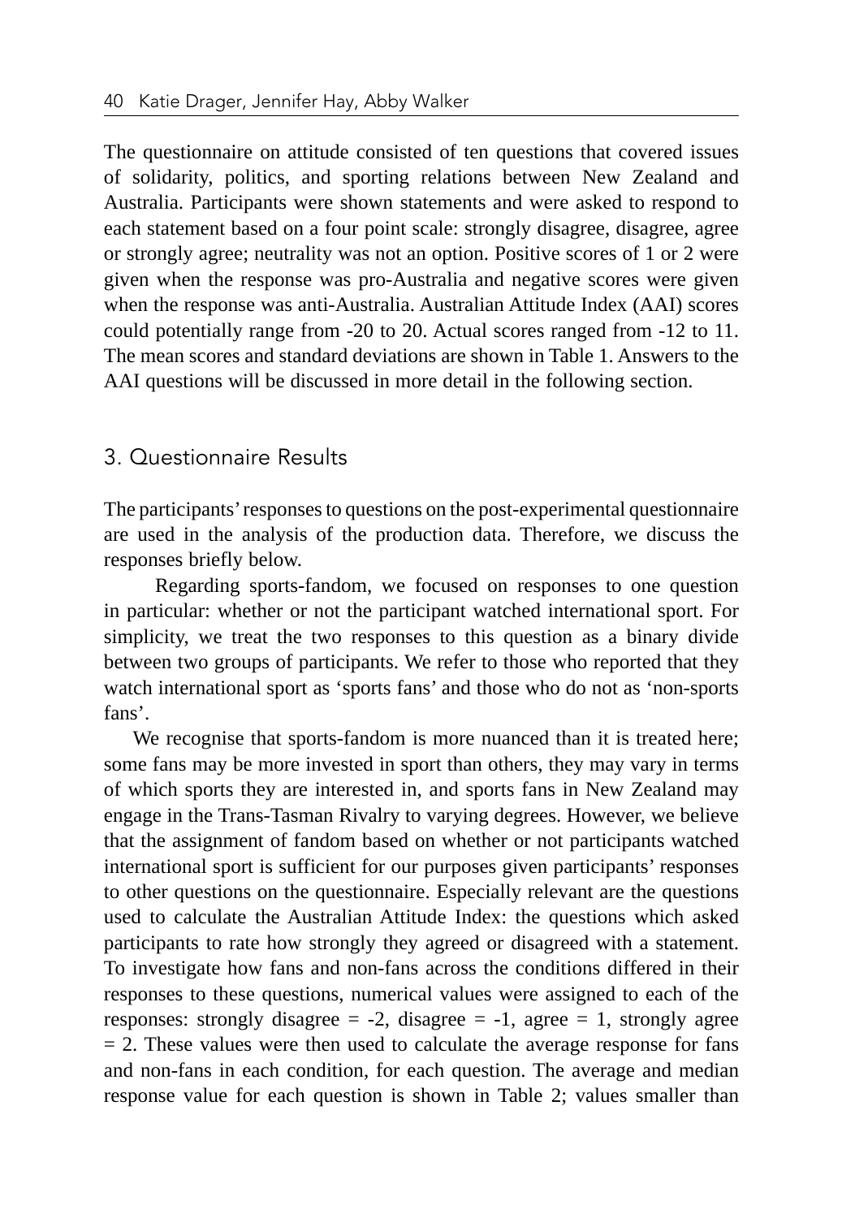The questionnaire on attitude consisted of ten questions that covered issues of solidarity, politics, and sporting relations between New Zealand and Australia. Participants were shown statements and were asked to respond to each statement based on a four point scale: strongly disagree, disagree, agree or strongly agree; neutrality was not an option. Positive scores of 1 or 2 were given when the response was pro-Australia and negative scores were given when the response was anti-Australia. Australian Attitude Index (AAI) scores could potentially range from -20 to 20. Actual scores ranged from -12 to 11. The mean scores and standard deviations are shown in Table 1. Answers to the AAI questions will be discussed in more detail in the following section.

## 3. Questionnaire Results

The participants' responses to questions on the post-experimental questionnaire are used in the analysis of the production data. Therefore, we discuss the responses briefly below.

Regarding sports-fandom, we focused on responses to one question in particular: whether or not the participant watched international sport. For simplicity, we treat the two responses to this question as a binary divide between two groups of participants. We refer to those who reported that they watch international sport as 'sports fans' and those who do not as 'non-sports fans'.

We recognise that sports-fandom is more nuanced than it is treated here; some fans may be more invested in sport than others, they may vary in terms of which sports they are interested in, and sports fans in New Zealand may engage in the Trans-Tasman Rivalry to varying degrees. However, we believe that the assignment of fandom based on whether or not participants watched international sport is sufficient for our purposes given participants' responses to other questions on the questionnaire. Especially relevant are the questions used to calculate the Australian Attitude Index: the questions which asked participants to rate how strongly they agreed or disagreed with a statement. To investigate how fans and non-fans across the conditions differed in their responses to these questions, numerical values were assigned to each of the responses: strongly disagree = -2, disagree = -1, agree = 1, strongly agree = 2. These values were then used to calculate the average response for fans and non-fans in each condition, for each question. The average and median response value for each question is shown in Table 2; values smaller than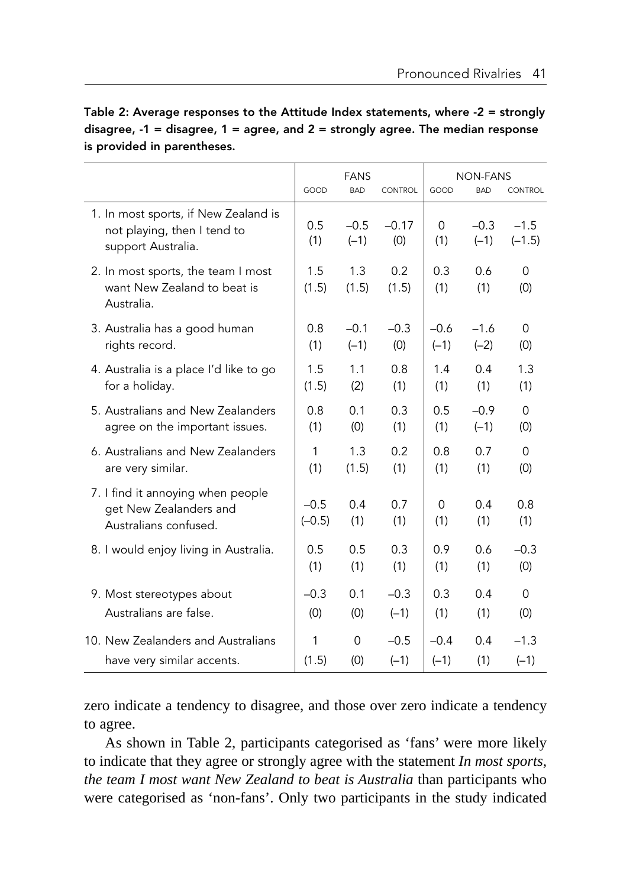**Table 2: Average responses to the Attitude Index statements, where -2 = strongly disagree, -1 = disagree, 1 = agree, and 2 = strongly agree. The median response is provided in parentheses.**

| | FANS | | | NON-FANS | | |
|---|---|---|---|---|---|---|
| | GOOD | BAD | CONTROL | GOOD | BAD | CONTROL |
| 1. In most sports, if New Zealand is not playing, then I tend to support Australia. | 0.5 (1) | –0.5 (–1) | –0.17 (0) | 0 (1) | –0.3 (–1) | –1.5 (–1.5) |
| 2. In most sports, the team I most want New Zealand to beat is Australia. | 1.5 (1.5) | 1.3 (1.5) | 0.2 (1.5) | 0.3 (1) | 0.6 (1) | 0 (0) |
| 3. Australia has a good human rights record. | 0.8 (1) | –0.1 (–1) | –0.3 (0) | –0.6 (–1) | –1.6 (–2) | 0 (0) |
| 4. Australia is a place I'd like to go for a holiday. | 1.5 (1.5) | 1.1 (2) | 0.8 (1) | 1.4 (1) | 0.4 (1) | 1.3 (1) |
| 5. Australians and New Zealanders agree on the important issues. | 0.8 (1) | 0.1 (0) | 0.3 (1) | 0.5 (1) | –0.9 (–1) | 0 (0) |
| 6. Australians and New Zealanders are very similar. | 1 (1) | 1.3 (1.5) | 0.2 (1) | 0.8 (1) | 0.7 (1) | 0 (0) |
| 7. I find it annoying when people get New Zealanders and Australians confused. | –0.5 (–0.5) | 0.4 (1) | 0.7 (1) | 0 (1) | 0.4 (1) | 0.8 (1) |
| 8. I would enjoy living in Australia. | 0.5 (1) | 0.5 (1) | 0.3 (1) | 0.9 (1) | 0.6 (1) | –0.3 (0) |
| 9. Most stereotypes about Australians are false. | –0.3 (0) | 0.1 (0) | –0.3 (–1) | 0.3 (1) | 0.4 (1) | 0 (0) |
| 10. New Zealanders and Australians have very similar accents. | 1 (1.5) | 0 (0) | –0.5 (–1) | –0.4 (–1) | 0.4 (1) | –1.3 (–1) |

zero indicate a tendency to disagree, and those over zero indicate a tendency to agree.

As shown in Table 2, participants categorised as 'fans' were more likely to indicate that they agree or strongly agree with the statement *In most sports, the team I most want New Zealand to beat is Australia* than participants who were categorised as 'non-fans'. Only two participants in the study indicated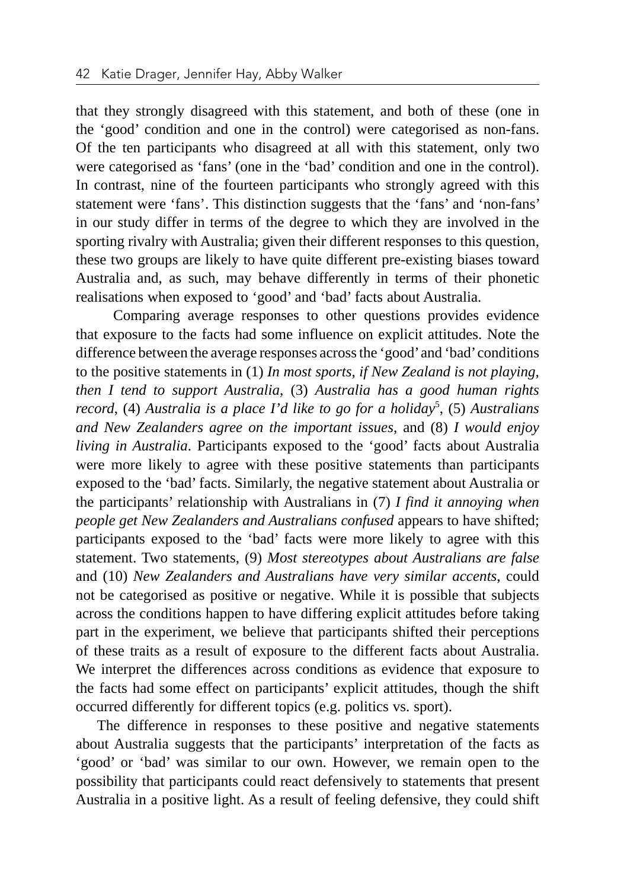that they strongly disagreed with this statement, and both of these (one in the 'good' condition and one in the control) were categorised as non-fans. Of the ten participants who disagreed at all with this statement, only two were categorised as 'fans' (one in the 'bad' condition and one in the control). In contrast, nine of the fourteen participants who strongly agreed with this statement were 'fans'. This distinction suggests that the 'fans' and 'non-fans' in our study differ in terms of the degree to which they are involved in the sporting rivalry with Australia; given their different responses to this question, these two groups are likely to have quite different pre-existing biases toward Australia and, as such, may behave differently in terms of their phonetic realisations when exposed to 'good' and 'bad' facts about Australia.

Comparing average responses to other questions provides evidence that exposure to the facts had some influence on explicit attitudes. Note the difference between the average responses across the 'good' and 'bad' conditions to the positive statements in (1) *In most sports, if New Zealand is not playing, then I tend to support Australia*, (3) *Australia has a good human rights record*, (4) *Australia is a place I'd like to go for a holiday*[5], (5) *Australians and New Zealanders agree on the important issues*, and (8) *I would enjoy living in Australia*. Participants exposed to the 'good' facts about Australia were more likely to agree with these positive statements than participants exposed to the 'bad' facts. Similarly, the negative statement about Australia or the participants' relationship with Australians in (7) *I find it annoying when people get New Zealanders and Australians confused* appears to have shifted; participants exposed to the 'bad' facts were more likely to agree with this statement. Two statements, (9) *Most stereotypes about Australians are false* and (10) *New Zealanders and Australians have very similar accents*, could not be categorised as positive or negative. While it is possible that subjects across the conditions happen to have differing explicit attitudes before taking part in the experiment, we believe that participants shifted their perceptions of these traits as a result of exposure to the different facts about Australia. We interpret the differences across conditions as evidence that exposure to the facts had some effect on participants' explicit attitudes, though the shift occurred differently for different topics (e.g. politics vs. sport).

The difference in responses to these positive and negative statements about Australia suggests that the participants' interpretation of the facts as 'good' or 'bad' was similar to our own. However, we remain open to the possibility that participants could react defensively to statements that present Australia in a positive light. As a result of feeling defensive, they could shift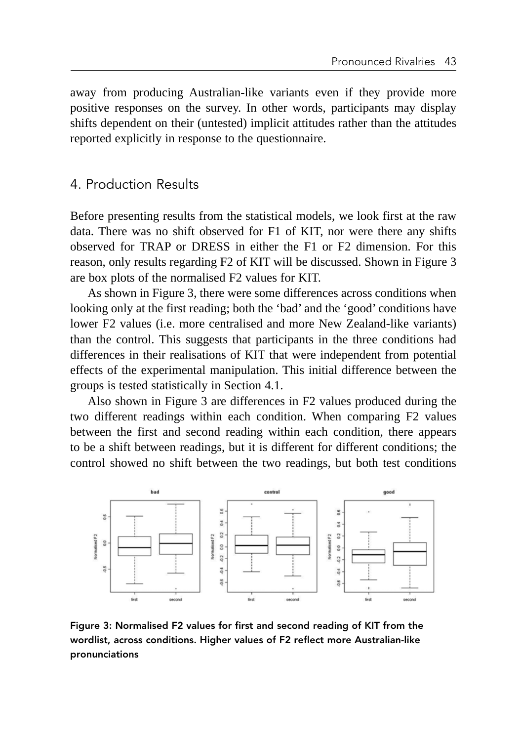away from producing Australian-like variants even if they provide more positive responses on the survey. In other words, participants may display shifts dependent on their (untested) implicit attitudes rather than the attitudes reported explicitly in response to the questionnaire.

## 4. Production Results

Before presenting results from the statistical models, we look first at the raw data. There was no shift observed for F1 of KIT, nor were there any shifts observed for TRAP or DRESS in either the F1 or F2 dimension. For this reason, only results regarding F2 of KIT will be discussed. Shown in Figure 3 are box plots of the normalised F2 values for KIT.

As shown in Figure 3, there were some differences across conditions when looking only at the first reading; both the 'bad' and the 'good' conditions have lower F2 values (i.e. more centralised and more New Zealand-like variants) than the control. This suggests that participants in the three conditions had differences in their realisations of KIT that were independent from potential effects of the experimental manipulation. This initial difference between the groups is tested statistically in Section 4.1.

Also shown in Figure 3 are differences in F2 values produced during the two different readings within each condition. When comparing F2 values between the first and second reading within each condition, there appears to be a shift between readings, but it is different for different conditions; the control showed no shift between the two readings, but both test conditions

Figure 3: Normalised F2 values for first and second reading of KIT from the wordlist, across conditions. Higher values of F2 reflect more Australian-like pronunciations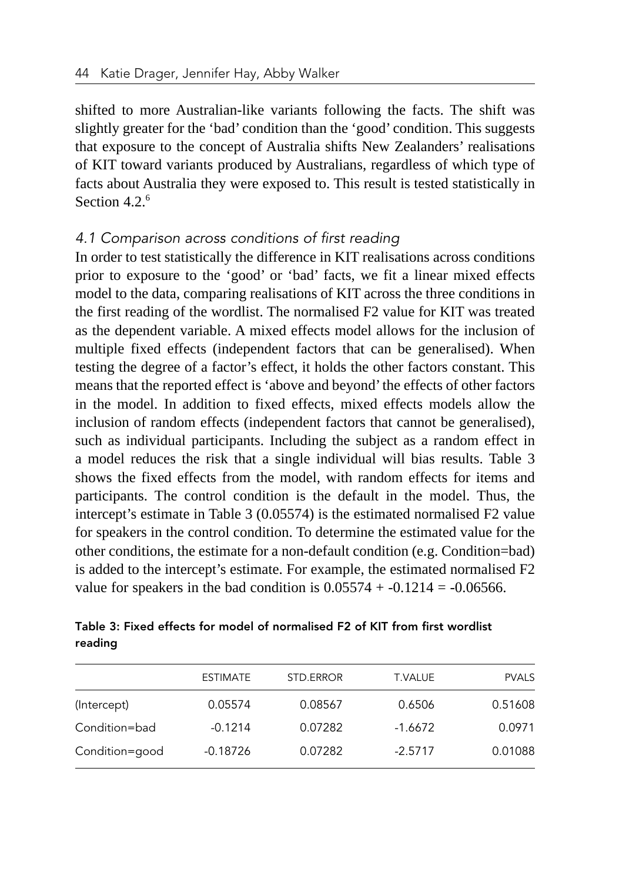shifted to more Australian-like variants following the facts. The shift was slightly greater for the 'bad' condition than the 'good' condition. This suggests that exposure to the concept of Australia shifts New Zealanders' realisations of KIT toward variants produced by Australians, regardless of which type of facts about Australia they were exposed to. This result is tested statistically in Section 4.2.[6]

### *4.1 Comparison across conditions of first reading*

In order to test statistically the difference in KIT realisations across conditions prior to exposure to the 'good' or 'bad' facts, we fit a linear mixed effects model to the data, comparing realisations of KIT across the three conditions in the first reading of the wordlist. The normalised F2 value for KIT was treated as the dependent variable. A mixed effects model allows for the inclusion of multiple fixed effects (independent factors that can be generalised). When testing the degree of a factor's effect, it holds the other factors constant. This means that the reported effect is 'above and beyond' the effects of other factors in the model. In addition to fixed effects, mixed effects models allow the inclusion of random effects (independent factors that cannot be generalised), such as individual participants. Including the subject as a random effect in a model reduces the risk that a single individual will bias results. Table 3 shows the fixed effects from the model, with random effects for items and participants. The control condition is the default in the model. Thus, the intercept's estimate in Table 3 (0.05574) is the estimated normalised F2 value for speakers in the control condition. To determine the estimated value for the other conditions, the estimate for a non-default condition (e.g. Condition=bad) is added to the intercept's estimate. For example, the estimated normalised F2 value for speakers in the bad condition is $0.05574 + -0.1214 = -0.06566$.

**Table 3: Fixed effects for model of normalised F2 of KIT from first wordlist reading**

| | ESTIMATE | STD.ERROR | T.VALUE | PVALS |
|---|---|---|---|---|
| (Intercept) | 0.05574 | 0.08567 | 0.6506 | 0.51608 |
| Condition=bad | -0.1214 | 0.07282 | -1.6672 | 0.0971 |
| Condition=good | -0.18726 | 0.07282 | -2.5717 | 0.01088 |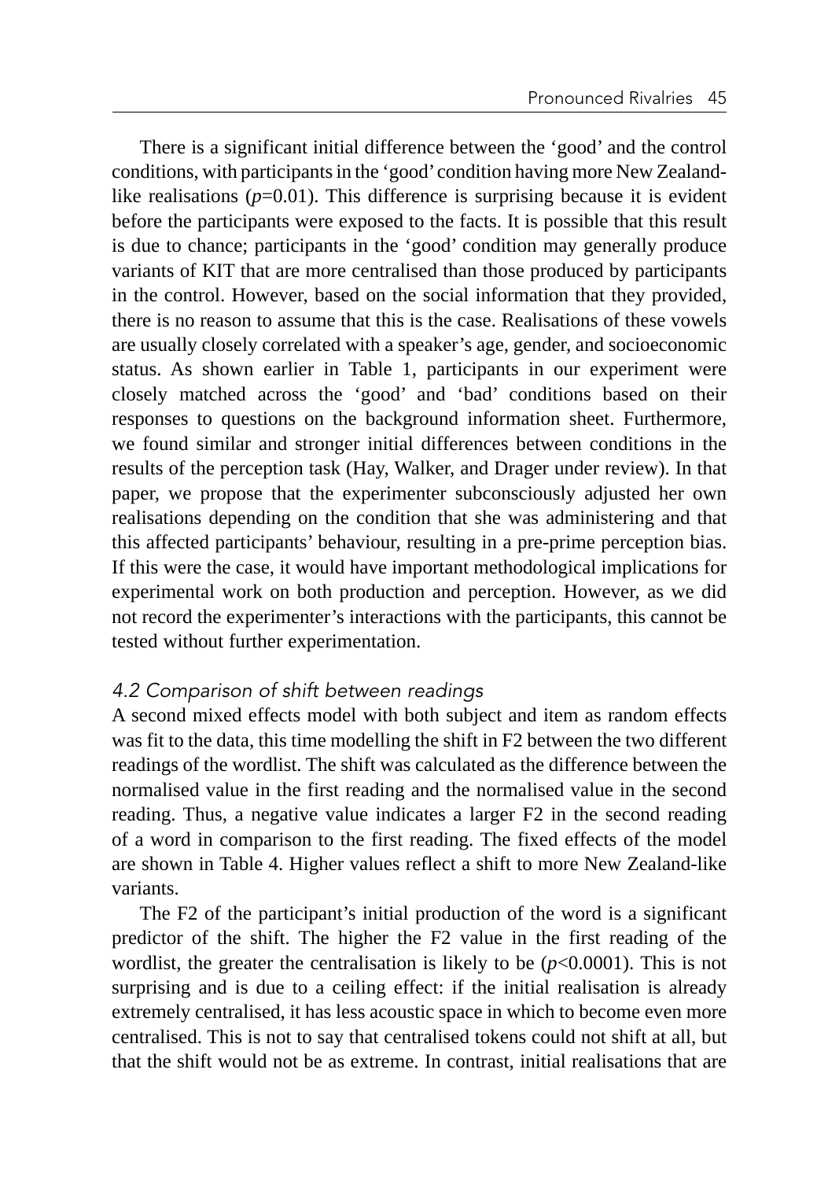There is a significant initial difference between the 'good' and the control conditions, with participants in the 'good' condition having more New Zealand-like realisations ($p=0.01$). This difference is surprising because it is evident before the participants were exposed to the facts. It is possible that this result is due to chance; participants in the 'good' condition may generally produce variants of KIT that are more centralised than those produced by participants in the control. However, based on the social information that they provided, there is no reason to assume that this is the case. Realisations of these vowels are usually closely correlated with a speaker's age, gender, and socioeconomic status. As shown earlier in Table 1, participants in our experiment were closely matched across the 'good' and 'bad' conditions based on their responses to questions on the background information sheet. Furthermore, we found similar and stronger initial differences between conditions in the results of the perception task (Hay, Walker, and Drager under review). In that paper, we propose that the experimenter subconsciously adjusted her own realisations depending on the condition that she was administering and that this affected participants' behaviour, resulting in a pre-prime perception bias. If this were the case, it would have important methodological implications for experimental work on both production and perception. However, as we did not record the experimenter's interactions with the participants, this cannot be tested without further experimentation.

### *4.2 Comparison of shift between readings*

A second mixed effects model with both subject and item as random effects was fit to the data, this time modelling the shift in F2 between the two different readings of the wordlist. The shift was calculated as the difference between the normalised value in the first reading and the normalised value in the second reading. Thus, a negative value indicates a larger F2 in the second reading of a word in comparison to the first reading. The fixed effects of the model are shown in Table 4. Higher values reflect a shift to more New Zealand-like variants.

The F2 of the participant's initial production of the word is a significant predictor of the shift. The higher the F2 value in the first reading of the wordlist, the greater the centralisation is likely to be ($p<0.0001$). This is not surprising and is due to a ceiling effect: if the initial realisation is already extremely centralised, it has less acoustic space in which to become even more centralised. This is not to say that centralised tokens could not shift at all, but that the shift would not be as extreme. In contrast, initial realisations that are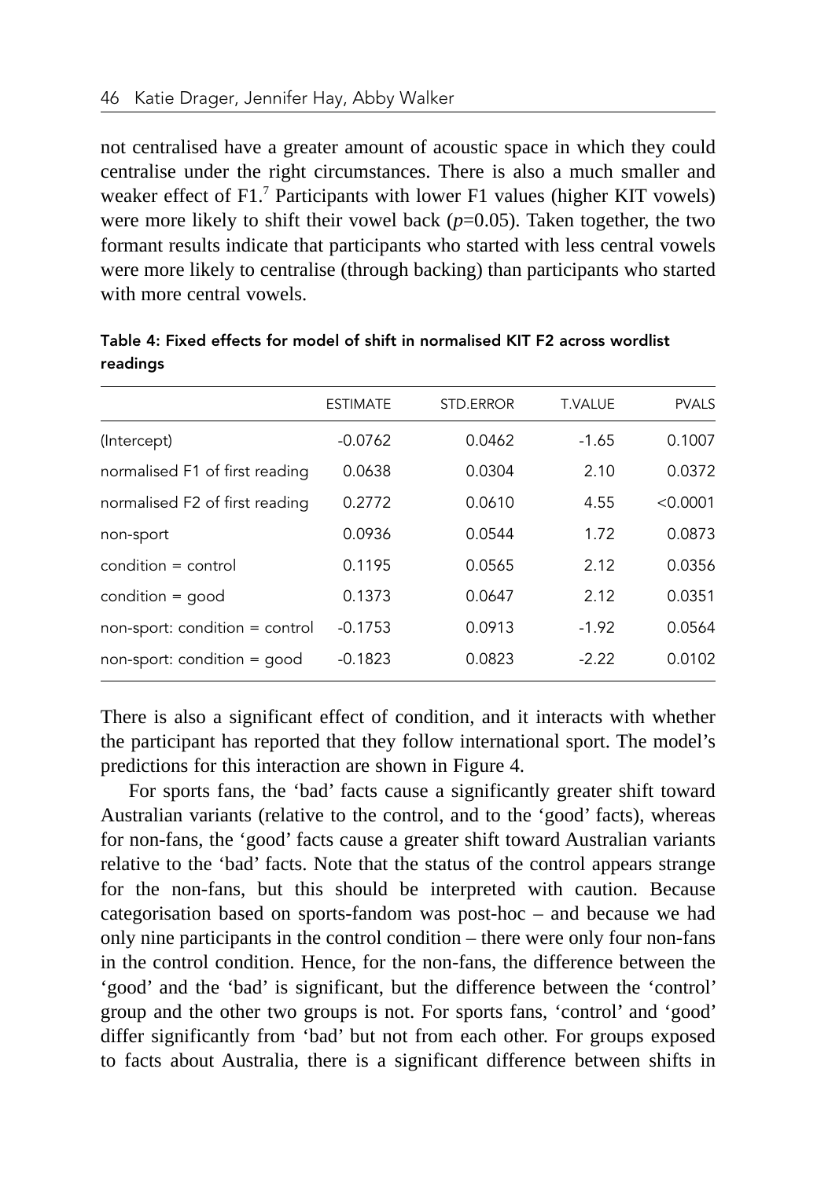not centralised have a greater amount of acoustic space in which they could centralise under the right circumstances. There is also a much smaller and weaker effect of F1.[7] Participants with lower F1 values (higher KIT vowels) were more likely to shift their vowel back ($p$=0.05). Taken together, the two formant results indicate that participants who started with less central vowels were more likely to centralise (through backing) than participants who started with more central vowels.

**Table 4: Fixed effects for model of shift in normalised KIT F2 across wordlist readings**

| | ESTIMATE | STD.ERROR | T.VALUE | PVALS |
|---|---|---|---|---|
| (Intercept) | -0.0762 | 0.0462 | -1.65 | 0.1007 |
| normalised F1 of first reading | 0.0638 | 0.0304 | 2.10 | 0.0372 |
| normalised F2 of first reading | 0.2772 | 0.0610 | 4.55 | <0.0001 |
| non-sport | 0.0936 | 0.0544 | 1.72 | 0.0873 |
| condition = control | 0.1195 | 0.0565 | 2.12 | 0.0356 |
| condition = good | 0.1373 | 0.0647 | 2.12 | 0.0351 |
| non-sport: condition = control | -0.1753 | 0.0913 | -1.92 | 0.0564 |
| non-sport: condition = good | -0.1823 | 0.0823 | -2.22 | 0.0102 |

There is also a significant effect of condition, and it interacts with whether the participant has reported that they follow international sport. The model's predictions for this interaction are shown in Figure 4.

For sports fans, the 'bad' facts cause a significantly greater shift toward Australian variants (relative to the control, and to the 'good' facts), whereas for non-fans, the 'good' facts cause a greater shift toward Australian variants relative to the 'bad' facts. Note that the status of the control appears strange for the non-fans, but this should be interpreted with caution. Because categorisation based on sports-fandom was post-hoc – and because we had only nine participants in the control condition – there were only four non-fans in the control condition. Hence, for the non-fans, the difference between the 'good' and the 'bad' is significant, but the difference between the 'control' group and the other two groups is not. For sports fans, 'control' and 'good' differ significantly from 'bad' but not from each other. For groups exposed to facts about Australia, there is a significant difference between shifts in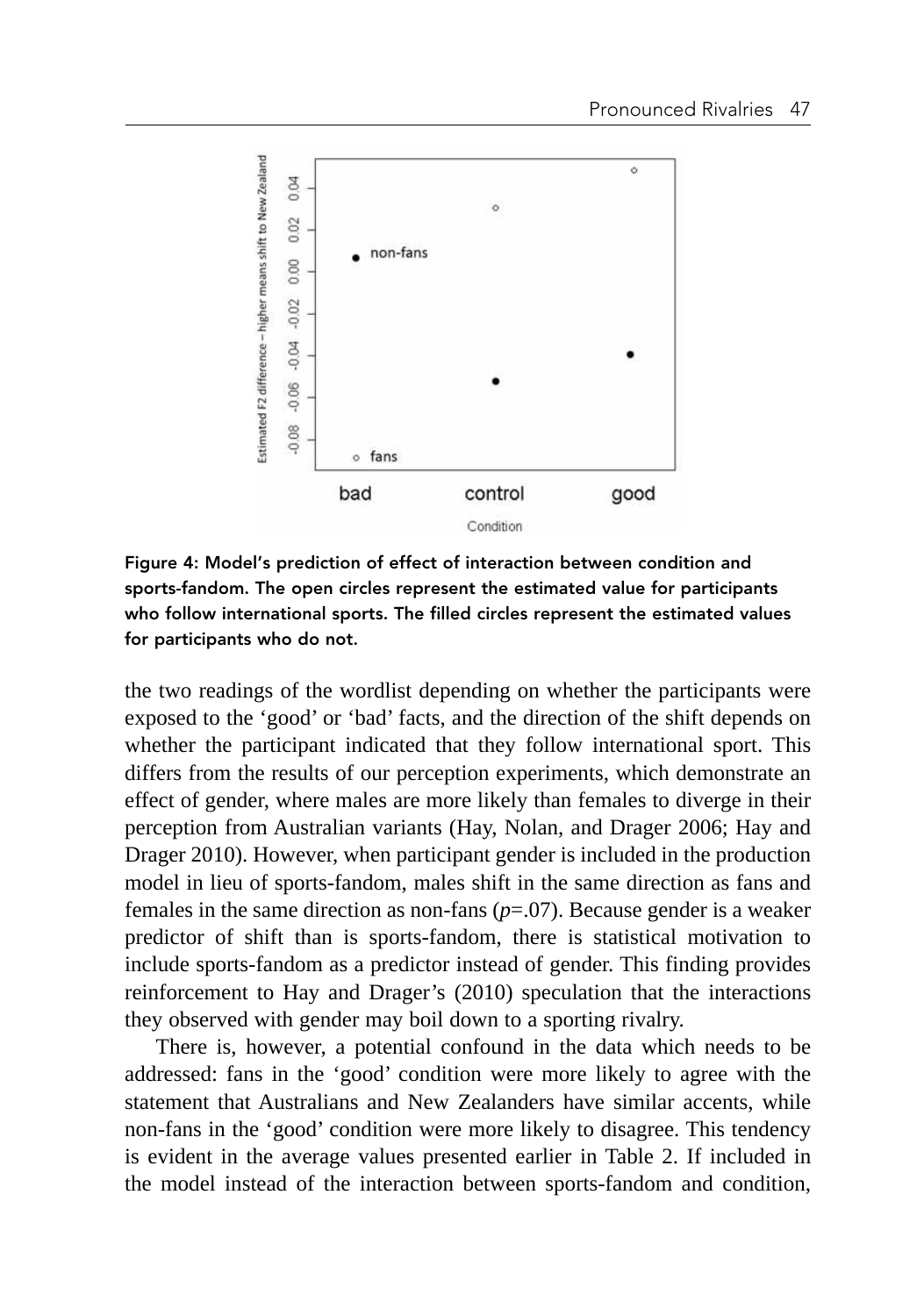Figure 4: Model's prediction of effect of interaction between condition and sports-fandom. The open circles represent the estimated value for participants who follow international sports. The filled circles represent the estimated values for participants who do not.

the two readings of the wordlist depending on whether the participants were exposed to the 'good' or 'bad' facts, and the direction of the shift depends on whether the participant indicated that they follow international sport. This differs from the results of our perception experiments, which demonstrate an effect of gender, where males are more likely than females to diverge in their perception from Australian variants (Hay, Nolan, and Drager 2006; Hay and Drager 2010). However, when participant gender is included in the production model in lieu of sports-fandom, males shift in the same direction as fans and females in the same direction as non-fans ($p$=.07). Because gender is a weaker predictor of shift than is sports-fandom, there is statistical motivation to include sports-fandom as a predictor instead of gender. This finding provides reinforcement to Hay and Drager's (2010) speculation that the interactions they observed with gender may boil down to a sporting rivalry.

There is, however, a potential confound in the data which needs to be addressed: fans in the 'good' condition were more likely to agree with the statement that Australians and New Zealanders have similar accents, while non-fans in the 'good' condition were more likely to disagree. This tendency is evident in the average values presented earlier in Table 2. If included in the model instead of the interaction between sports-fandom and condition,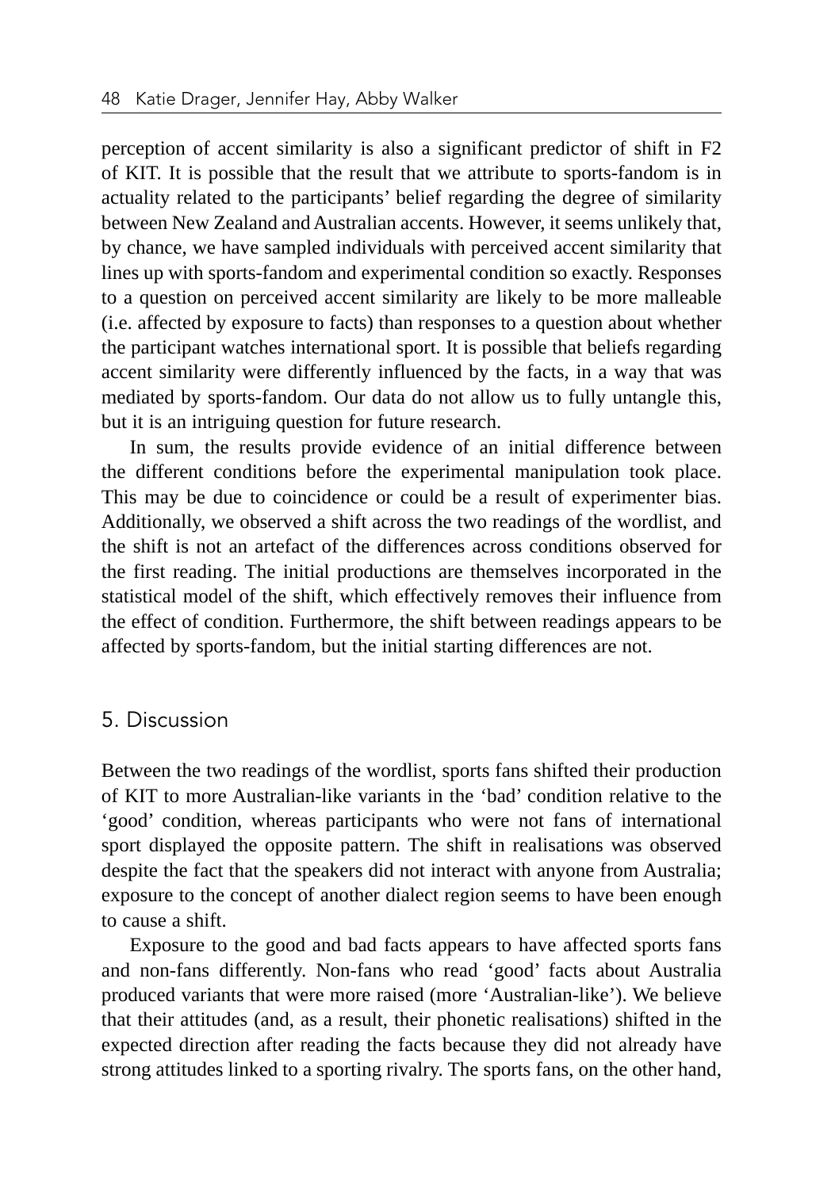perception of accent similarity is also a significant predictor of shift in F2 of KIT. It is possible that the result that we attribute to sports-fandom is in actuality related to the participants' belief regarding the degree of similarity between New Zealand and Australian accents. However, it seems unlikely that, by chance, we have sampled individuals with perceived accent similarity that lines up with sports-fandom and experimental condition so exactly. Responses to a question on perceived accent similarity are likely to be more malleable (i.e. affected by exposure to facts) than responses to a question about whether the participant watches international sport. It is possible that beliefs regarding accent similarity were differently influenced by the facts, in a way that was mediated by sports-fandom. Our data do not allow us to fully untangle this, but it is an intriguing question for future research.

In sum, the results provide evidence of an initial difference between the different conditions before the experimental manipulation took place. This may be due to coincidence or could be a result of experimenter bias. Additionally, we observed a shift across the two readings of the wordlist, and the shift is not an artefact of the differences across conditions observed for the first reading. The initial productions are themselves incorporated in the statistical model of the shift, which effectively removes their influence from the effect of condition. Furthermore, the shift between readings appears to be affected by sports-fandom, but the initial starting differences are not.

## 5. Discussion

Between the two readings of the wordlist, sports fans shifted their production of KIT to more Australian-like variants in the 'bad' condition relative to the 'good' condition, whereas participants who were not fans of international sport displayed the opposite pattern. The shift in realisations was observed despite the fact that the speakers did not interact with anyone from Australia; exposure to the concept of another dialect region seems to have been enough to cause a shift.

Exposure to the good and bad facts appears to have affected sports fans and non-fans differently. Non-fans who read 'good' facts about Australia produced variants that were more raised (more 'Australian-like'). We believe that their attitudes (and, as a result, their phonetic realisations) shifted in the expected direction after reading the facts because they did not already have strong attitudes linked to a sporting rivalry. The sports fans, on the other hand,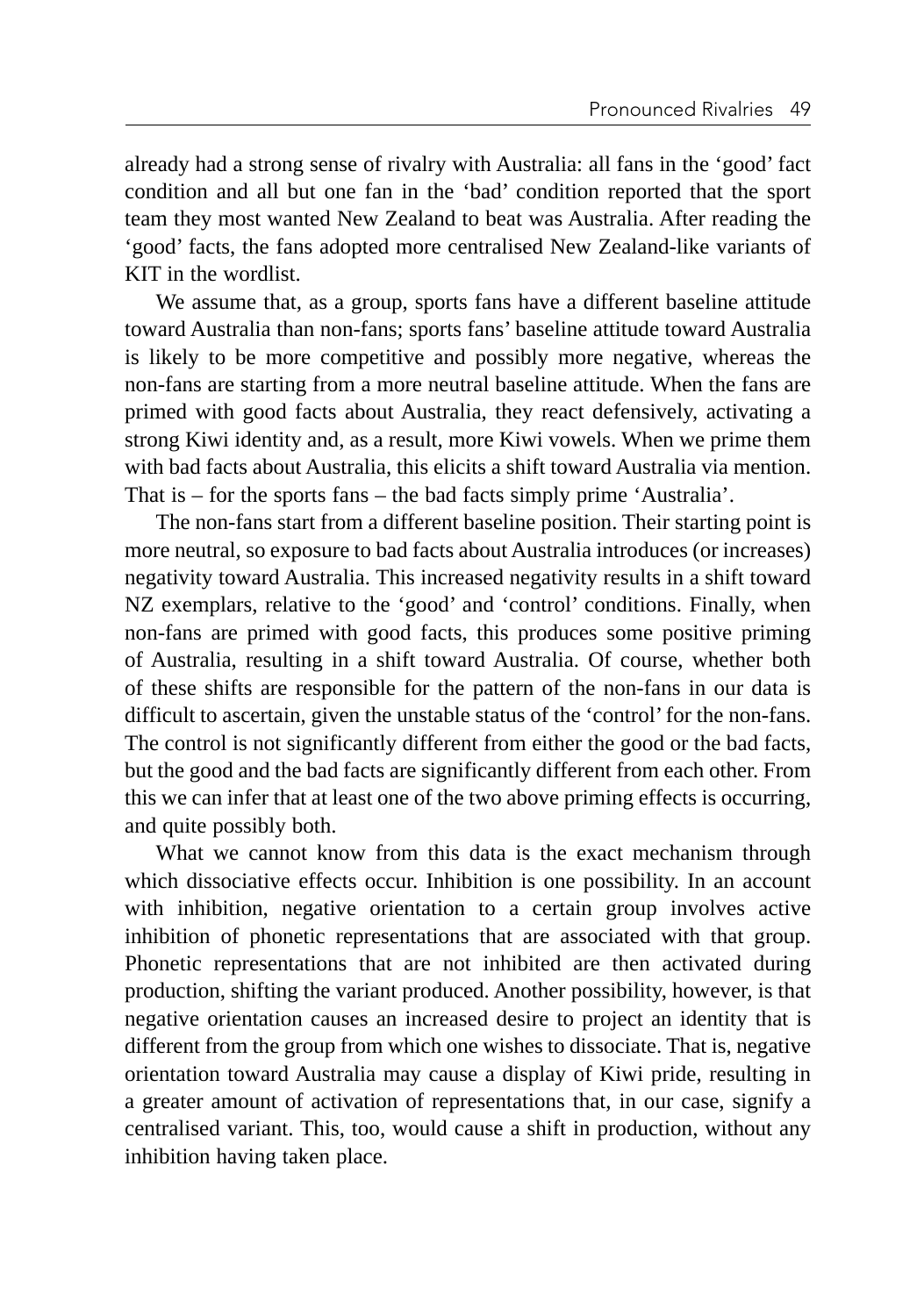already had a strong sense of rivalry with Australia: all fans in the 'good' fact condition and all but one fan in the 'bad' condition reported that the sport team they most wanted New Zealand to beat was Australia. After reading the 'good' facts, the fans adopted more centralised New Zealand-like variants of KIT in the wordlist.

We assume that, as a group, sports fans have a different baseline attitude toward Australia than non-fans; sports fans' baseline attitude toward Australia is likely to be more competitive and possibly more negative, whereas the non-fans are starting from a more neutral baseline attitude. When the fans are primed with good facts about Australia, they react defensively, activating a strong Kiwi identity and, as a result, more Kiwi vowels. When we prime them with bad facts about Australia, this elicits a shift toward Australia via mention. That is – for the sports fans – the bad facts simply prime 'Australia'.

The non-fans start from a different baseline position. Their starting point is more neutral, so exposure to bad facts about Australia introduces (or increases) negativity toward Australia. This increased negativity results in a shift toward NZ exemplars, relative to the 'good' and 'control' conditions. Finally, when non-fans are primed with good facts, this produces some positive priming of Australia, resulting in a shift toward Australia. Of course, whether both of these shifts are responsible for the pattern of the non-fans in our data is difficult to ascertain, given the unstable status of the 'control' for the non-fans. The control is not significantly different from either the good or the bad facts, but the good and the bad facts are significantly different from each other. From this we can infer that at least one of the two above priming effects is occurring, and quite possibly both.

What we cannot know from this data is the exact mechanism through which dissociative effects occur. Inhibition is one possibility. In an account with inhibition, negative orientation to a certain group involves active inhibition of phonetic representations that are associated with that group. Phonetic representations that are not inhibited are then activated during production, shifting the variant produced. Another possibility, however, is that negative orientation causes an increased desire to project an identity that is different from the group from which one wishes to dissociate. That is, negative orientation toward Australia may cause a display of Kiwi pride, resulting in a greater amount of activation of representations that, in our case, signify a centralised variant. This, too, would cause a shift in production, without any inhibition having taken place.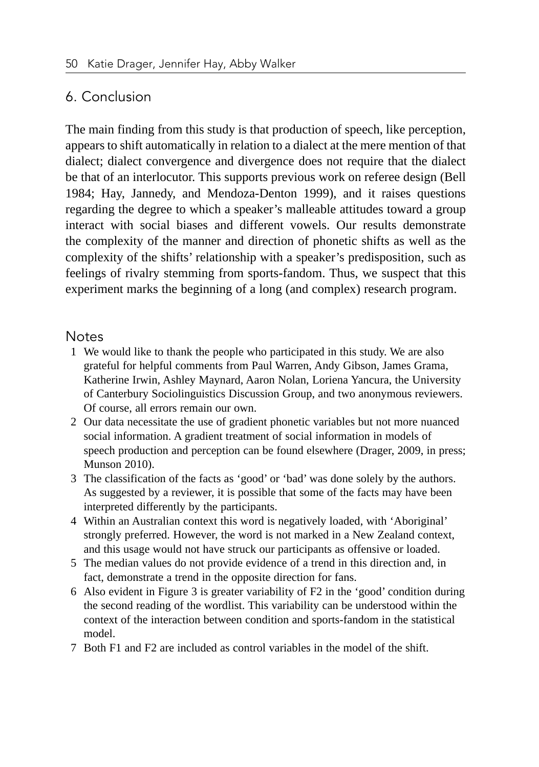## 6. Conclusion

The main finding from this study is that production of speech, like perception, appears to shift automatically in relation to a dialect at the mere mention of that dialect; dialect convergence and divergence does not require that the dialect be that of an interlocutor. This supports previous work on referee design (Bell 1984; Hay, Jannedy, and Mendoza-Denton 1999), and it raises questions regarding the degree to which a speaker's malleable attitudes toward a group interact with social biases and different vowels. Our results demonstrate the complexity of the manner and direction of phonetic shifts as well as the complexity of the shifts' relationship with a speaker's predisposition, such as feelings of rivalry stemming from sports-fandom. Thus, we suspect that this experiment marks the beginning of a long (and complex) research program.

## Notes

1. We would like to thank the people who participated in this study. We are also grateful for helpful comments from Paul Warren, Andy Gibson, James Grama, Katherine Irwin, Ashley Maynard, Aaron Nolan, Loriena Yancura, the University of Canterbury Sociolinguistics Discussion Group, and two anonymous reviewers. Of course, all errors remain our own.
2. Our data necessitate the use of gradient phonetic variables but not more nuanced social information. A gradient treatment of social information in models of speech production and perception can be found elsewhere (Drager, 2009, in press; Munson 2010).
3. The classification of the facts as 'good' or 'bad' was done solely by the authors. As suggested by a reviewer, it is possible that some of the facts may have been interpreted differently by the participants.
4. Within an Australian context this word is negatively loaded, with 'Aboriginal' strongly preferred. However, the word is not marked in a New Zealand context, and this usage would not have struck our participants as offensive or loaded.
5. The median values do not provide evidence of a trend in this direction and, in fact, demonstrate a trend in the opposite direction for fans.
6. Also evident in Figure 3 is greater variability of F2 in the 'good' condition during the second reading of the wordlist. This variability can be understood within the context of the interaction between condition and sports-fandom in the statistical model.
7. Both F1 and F2 are included as control variables in the model of the shift.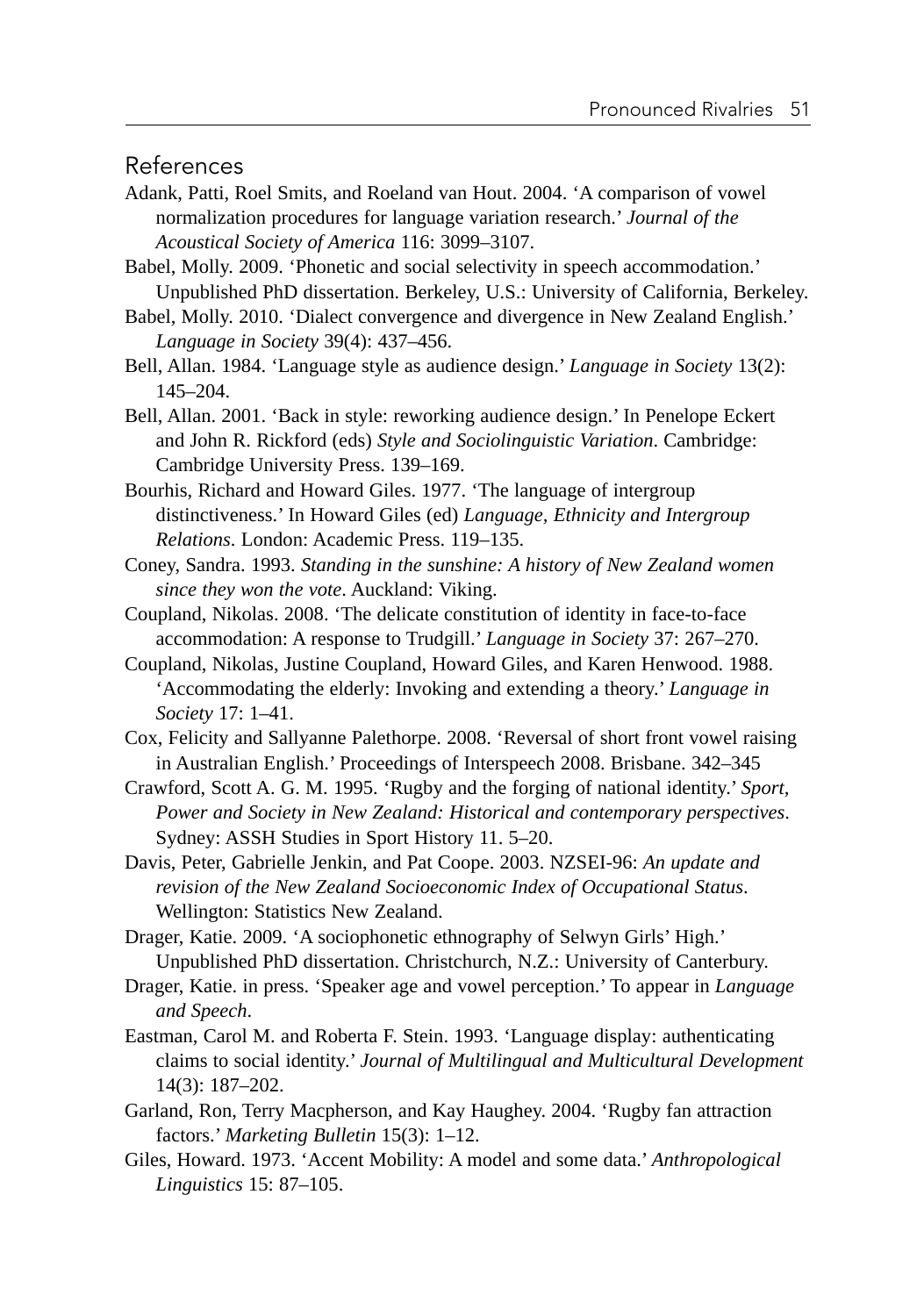## References

Adank, Patti, Roel Smits, and Roeland van Hout. 2004. 'A comparison of vowel normalization procedures for language variation research.' *Journal of the Acoustical Society of America* 116: 3099–3107.

Babel, Molly. 2009. 'Phonetic and social selectivity in speech accommodation.' Unpublished PhD dissertation. Berkeley, U.S.: University of California, Berkeley.

Babel, Molly. 2010. 'Dialect convergence and divergence in New Zealand English.' *Language in Society* 39(4): 437–456.

Bell, Allan. 1984. 'Language style as audience design.' *Language in Society* 13(2): 145–204.

Bell, Allan. 2001. 'Back in style: reworking audience design.' In Penelope Eckert and John R. Rickford (eds) *Style and Sociolinguistic Variation*. Cambridge: Cambridge University Press. 139–169.

Bourhis, Richard and Howard Giles. 1977. 'The language of intergroup distinctiveness.' In Howard Giles (ed) *Language, Ethnicity and Intergroup Relations*. London: Academic Press. 119–135.

Coney, Sandra. 1993. *Standing in the sunshine: A history of New Zealand women since they won the vote*. Auckland: Viking.

Coupland, Nikolas. 2008. 'The delicate constitution of identity in face-to-face accommodation: A response to Trudgill.' *Language in Society* 37: 267–270.

Coupland, Nikolas, Justine Coupland, Howard Giles, and Karen Henwood. 1988. 'Accommodating the elderly: Invoking and extending a theory.' *Language in Society* 17: 1–41.

Cox, Felicity and Sallyanne Palethorpe. 2008. 'Reversal of short front vowel raising in Australian English.' Proceedings of Interspeech 2008. Brisbane. 342–345

Crawford, Scott A. G. M. 1995. 'Rugby and the forging of national identity.' *Sport, Power and Society in New Zealand: Historical and contemporary perspectives*. Sydney: ASSH Studies in Sport History 11. 5–20.

Davis, Peter, Gabrielle Jenkin, and Pat Coope. 2003. NZSEI-96: *An update and revision of the New Zealand Socioeconomic Index of Occupational Status*. Wellington: Statistics New Zealand.

Drager, Katie. 2009. 'A sociophonetic ethnography of Selwyn Girls' High.' Unpublished PhD dissertation. Christchurch, N.Z.: University of Canterbury.

Drager, Katie. in press. 'Speaker age and vowel perception.' To appear in *Language and Speech*.

Eastman, Carol M. and Roberta F. Stein. 1993. 'Language display: authenticating claims to social identity.' *Journal of Multilingual and Multicultural Development* 14(3): 187–202.

Garland, Ron, Terry Macpherson, and Kay Haughey. 2004. 'Rugby fan attraction factors.' *Marketing Bulletin* 15(3): 1–12.

Giles, Howard. 1973. 'Accent Mobility: A model and some data.' *Anthropological Linguistics* 15: 87–105.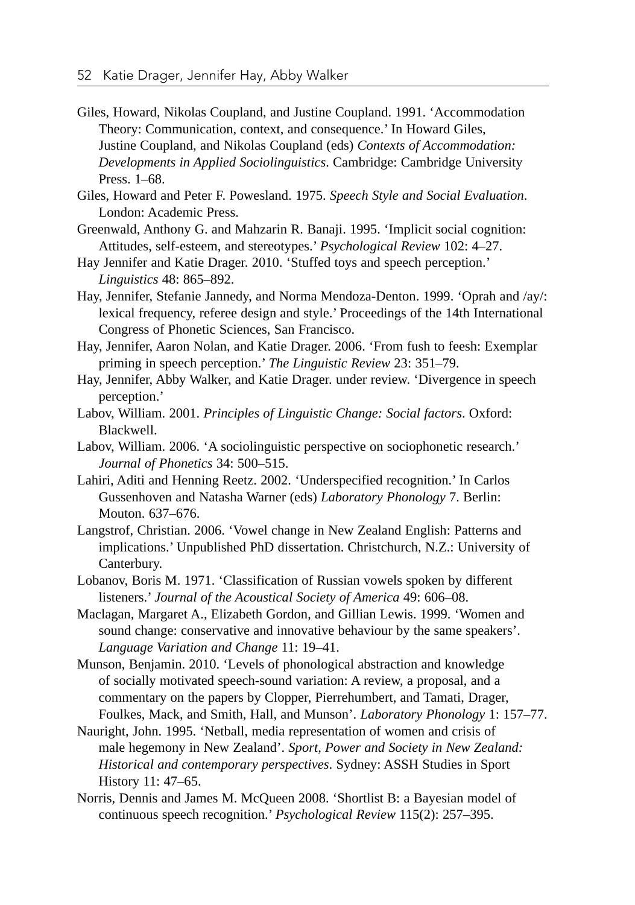Giles, Howard, Nikolas Coupland, and Justine Coupland. 1991. 'Accommodation Theory: Communication, context, and consequence.' In Howard Giles, Justine Coupland, and Nikolas Coupland (eds) *Contexts of Accommodation: Developments in Applied Sociolinguistics*. Cambridge: Cambridge University Press. 1–68.

Giles, Howard and Peter F. Powesland. 1975. *Speech Style and Social Evaluation*. London: Academic Press.

Greenwald, Anthony G. and Mahzarin R. Banaji. 1995. 'Implicit social cognition: Attitudes, self-esteem, and stereotypes.' *Psychological Review* 102: 4–27.

Hay Jennifer and Katie Drager. 2010. 'Stuffed toys and speech perception.' *Linguistics* 48: 865–892.

Hay, Jennifer, Stefanie Jannedy, and Norma Mendoza-Denton. 1999. 'Oprah and /ay/: lexical frequency, referee design and style.' Proceedings of the 14th International Congress of Phonetic Sciences, San Francisco.

Hay, Jennifer, Aaron Nolan, and Katie Drager. 2006. 'From fush to feesh: Exemplar priming in speech perception.' *The Linguistic Review* 23: 351–79.

Hay, Jennifer, Abby Walker, and Katie Drager. under review. 'Divergence in speech perception.'

Labov, William. 2001. *Principles of Linguistic Change: Social factors*. Oxford: Blackwell.

Labov, William. 2006. 'A sociolinguistic perspective on sociophonetic research.' *Journal of Phonetics* 34: 500–515.

Lahiri, Aditi and Henning Reetz. 2002. 'Underspecified recognition.' In Carlos Gussenhoven and Natasha Warner (eds) *Laboratory Phonology* 7. Berlin: Mouton. 637–676.

Langstrof, Christian. 2006. 'Vowel change in New Zealand English: Patterns and implications.' Unpublished PhD dissertation. Christchurch, N.Z.: University of Canterbury.

Lobanov, Boris M. 1971. 'Classification of Russian vowels spoken by different listeners.' *Journal of the Acoustical Society of America* 49: 606–08.

Maclagan, Margaret A., Elizabeth Gordon, and Gillian Lewis. 1999. 'Women and sound change: conservative and innovative behaviour by the same speakers'. *Language Variation and Change* 11: 19–41.

Munson, Benjamin. 2010. 'Levels of phonological abstraction and knowledge of socially motivated speech-sound variation: A review, a proposal, and a commentary on the papers by Clopper, Pierrehumbert, and Tamati, Drager, Foulkes, Mack, and Smith, Hall, and Munson'. *Laboratory Phonology* 1: 157–77.

Nauright, John. 1995. 'Netball, media representation of women and crisis of male hegemony in New Zealand'. *Sport, Power and Society in New Zealand: Historical and contemporary perspectives*. Sydney: ASSH Studies in Sport History 11: 47–65.

Norris, Dennis and James M. McQueen 2008. 'Shortlist B: a Bayesian model of continuous speech recognition.' *Psychological Review* 115(2): 257–395.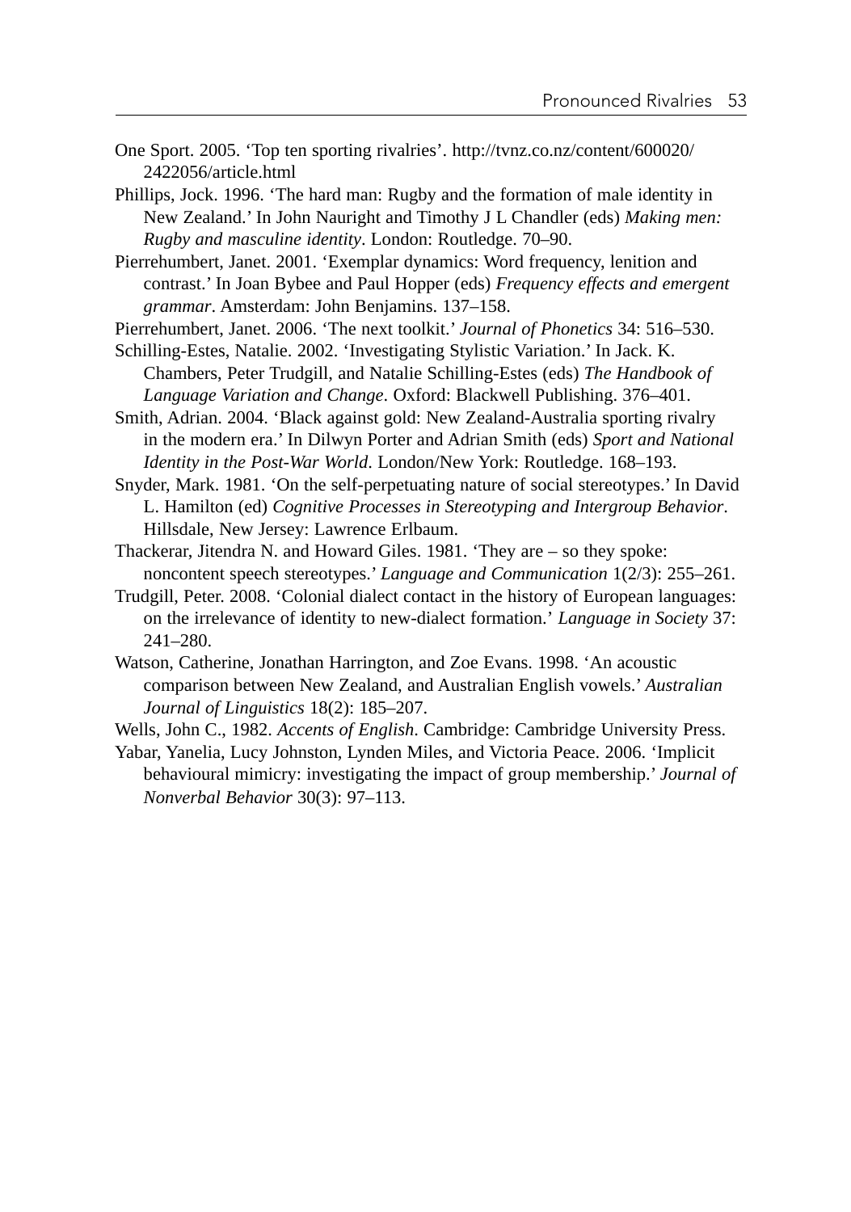One Sport. 2005. 'Top ten sporting rivalries'. http://tvnz.co.nz/content/600020/2422056/article.html

Phillips, Jock. 1996. 'The hard man: Rugby and the formation of male identity in New Zealand.' In John Nauright and Timothy J L Chandler (eds) *Making men: Rugby and masculine identity*. London: Routledge. 70–90.

Pierrehumbert, Janet. 2001. 'Exemplar dynamics: Word frequency, lenition and contrast.' In Joan Bybee and Paul Hopper (eds) *Frequency effects and emergent grammar*. Amsterdam: John Benjamins. 137–158.

Pierrehumbert, Janet. 2006. 'The next toolkit.' *Journal of Phonetics* 34: 516–530.

Schilling-Estes, Natalie. 2002. 'Investigating Stylistic Variation.' In Jack. K. Chambers, Peter Trudgill, and Natalie Schilling-Estes (eds) *The Handbook of Language Variation and Change*. Oxford: Blackwell Publishing. 376–401.

Smith, Adrian. 2004. 'Black against gold: New Zealand-Australia sporting rivalry in the modern era.' In Dilwyn Porter and Adrian Smith (eds) *Sport and National Identity in the Post-War World*. London/New York: Routledge. 168–193.

Snyder, Mark. 1981. 'On the self-perpetuating nature of social stereotypes.' In David L. Hamilton (ed) *Cognitive Processes in Stereotyping and Intergroup Behavior*. Hillsdale, New Jersey: Lawrence Erlbaum.

Thackerar, Jitendra N. and Howard Giles. 1981. 'They are – so they spoke: noncontent speech stereotypes.' *Language and Communication* 1(2/3): 255–261.

Trudgill, Peter. 2008. 'Colonial dialect contact in the history of European languages: on the irrelevance of identity to new-dialect formation.' *Language in Society* 37: 241–280.

Watson, Catherine, Jonathan Harrington, and Zoe Evans. 1998. 'An acoustic comparison between New Zealand, and Australian English vowels.' *Australian Journal of Linguistics* 18(2): 185–207.

Wells, John C., 1982. *Accents of English*. Cambridge: Cambridge University Press.

Yabar, Yanelia, Lucy Johnston, Lynden Miles, and Victoria Peace. 2006. 'Implicit behavioural mimicry: investigating the impact of group membership.' *Journal of Nonverbal Behavior* 30(3): 97–113.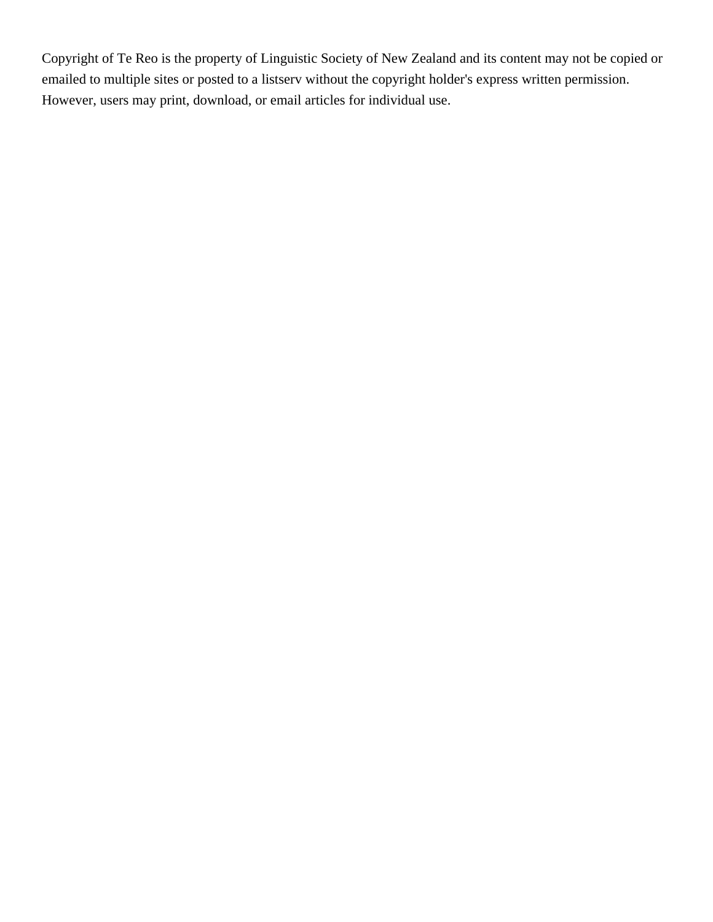Copyright of Te Reo is the property of Linguistic Society of New Zealand and its content may not be copied or emailed to multiple sites or posted to a listserv without the copyright holder's express written permission. However, users may print, download, or email articles for individual use.